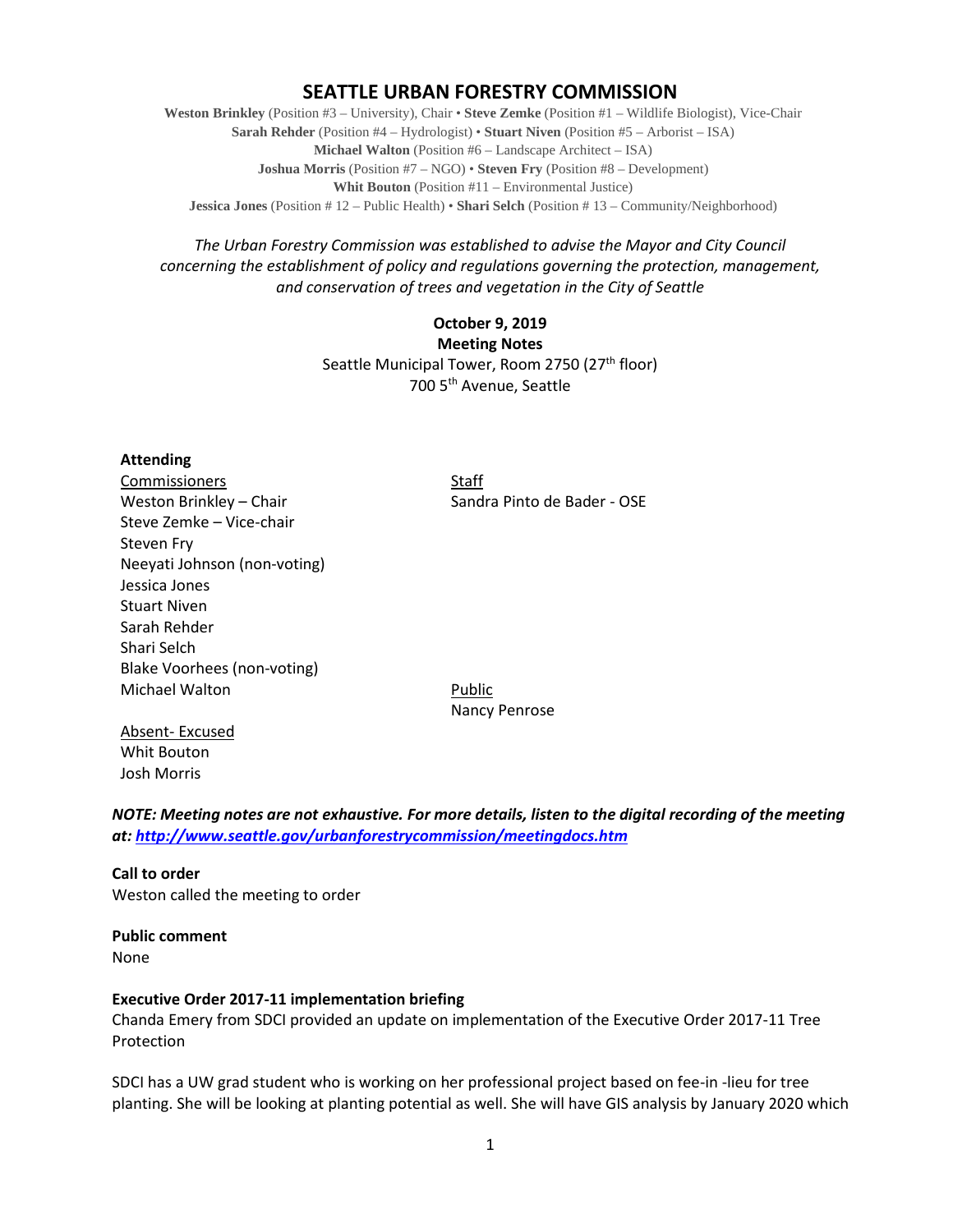# SEATTLE URBAN FORESTRY COMMISSION

**Weston Brinkley** (Position #3 – University), Chair • **Steve Zemke** (Position #1 – Wildlife Biologist), Vice-Chair
**Sarah Rehder** (Position #4 – Hydrologist) • **Stuart Niven** (Position #5 – Arborist – ISA)
**Michael Walton** (Position #6 – Landscape Architect – ISA)
**Joshua Morris** (Position #7 – NGO) • **Steven Fry** (Position #8 – Development)
**Whit Bouton** (Position #11 – Environmental Justice)
**Jessica Jones** (Position # 12 – Public Health) • **Shari Selch** (Position # 13 – Community/Neighborhood)

*The Urban Forestry Commission was established to advise the Mayor and City Council concerning the establishment of policy and regulations governing the protection, management, and conservation of trees and vegetation in the City of Seattle*

**October 9, 2019**
**Meeting Notes**
Seattle Municipal Tower, Room 2750 (27th floor)
700 5th Avenue, Seattle

**Attending**

Commissioners
Weston Brinkley – Chair
Steve Zemke – Vice-chair
Steven Fry
Neeyati Johnson (non-voting)
Jessica Jones
Stuart Niven
Sarah Rehder
Shari Selch
Blake Voorhees (non-voting)
Michael Walton

Absent- Excused
Whit Bouton
Josh Morris

Staff
Sandra Pinto de Bader - OSE

Public
Nancy Penrose

***NOTE: Meeting notes are not exhaustive. For more details, listen to the digital recording of the meeting at: http://www.seattle.gov/urbanforestrycommission/meetingdocs.htm***

**Call to order**
Weston called the meeting to order

**Public comment**
None

**Executive Order 2017-11 implementation briefing**
Chanda Emery from SDCI provided an update on implementation of the Executive Order 2017-11 Tree Protection

SDCI has a UW grad student who is working on her professional project based on fee-in -lieu for tree planting. She will be looking at planting potential as well. She will have GIS analysis by January 2020 which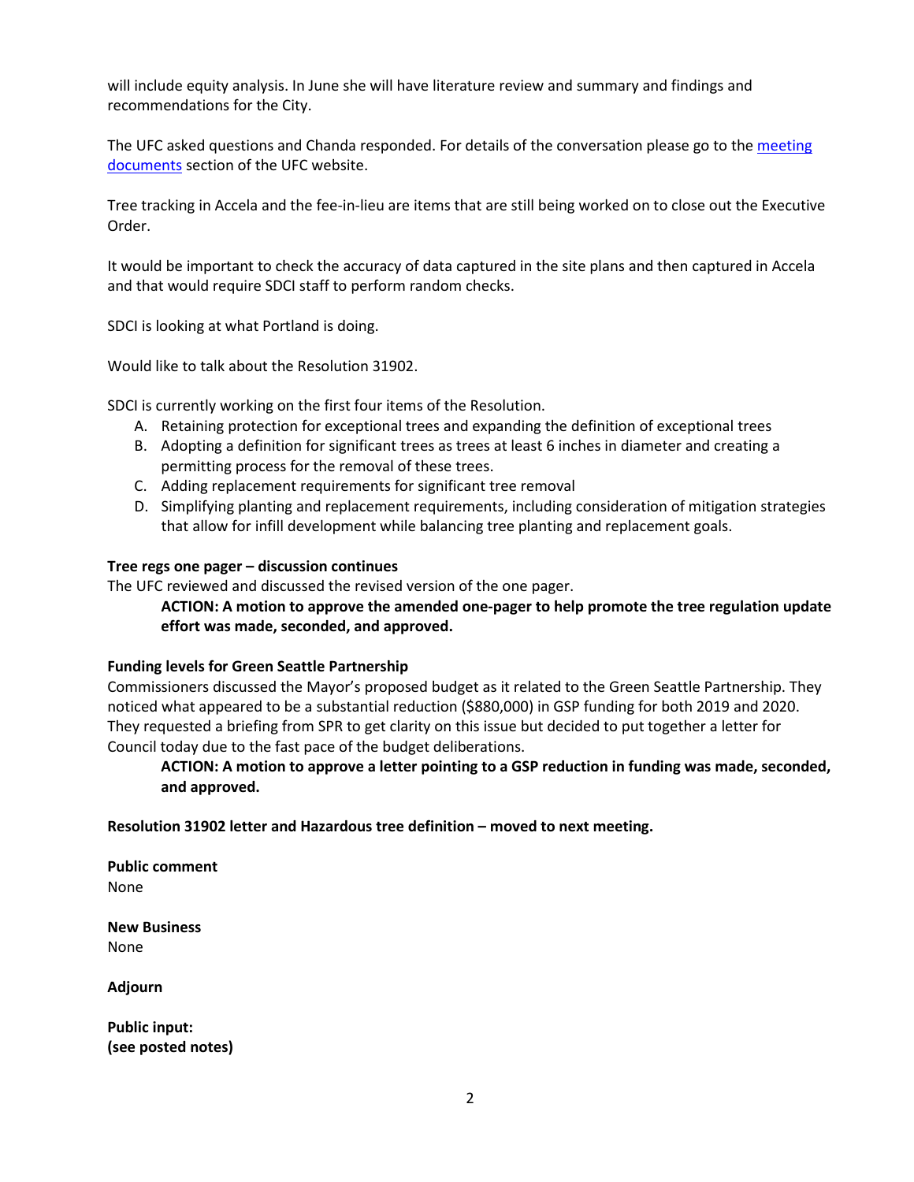will include equity analysis. In June she will have literature review and summary and findings and recommendations for the City.

The UFC asked questions and Chanda responded. For details of the conversation please go to the meeting documents section of the UFC website.

Tree tracking in Accela and the fee-in-lieu are items that are still being worked on to close out the Executive Order.

It would be important to check the accuracy of data captured in the site plans and then captured in Accela and that would require SDCI staff to perform random checks.

SDCI is looking at what Portland is doing.

Would like to talk about the Resolution 31902.

SDCI is currently working on the first four items of the Resolution.

A. Retaining protection for exceptional trees and expanding the definition of exceptional trees
B. Adopting a definition for significant trees as trees at least 6 inches in diameter and creating a permitting process for the removal of these trees.
C. Adding replacement requirements for significant tree removal
D. Simplifying planting and replacement requirements, including consideration of mitigation strategies that allow for infill development while balancing tree planting and replacement goals.

**Tree regs one pager – discussion continues**

The UFC reviewed and discussed the revised version of the one pager.

> **ACTION: A motion to approve the amended one-pager to help promote the tree regulation update effort was made, seconded, and approved.**

**Funding levels for Green Seattle Partnership**

Commissioners discussed the Mayor's proposed budget as it related to the Green Seattle Partnership. They noticed what appeared to be a substantial reduction ($880,000) in GSP funding for both 2019 and 2020. They requested a briefing from SPR to get clarity on this issue but decided to put together a letter for Council today due to the fast pace of the budget deliberations.

> **ACTION: A motion to approve a letter pointing to a GSP reduction in funding was made, seconded, and approved.**

**Resolution 31902 letter and Hazardous tree definition – moved to next meeting.**

**Public comment**

None

**New Business**

None

**Adjourn**

**Public input:**
**(see posted notes)**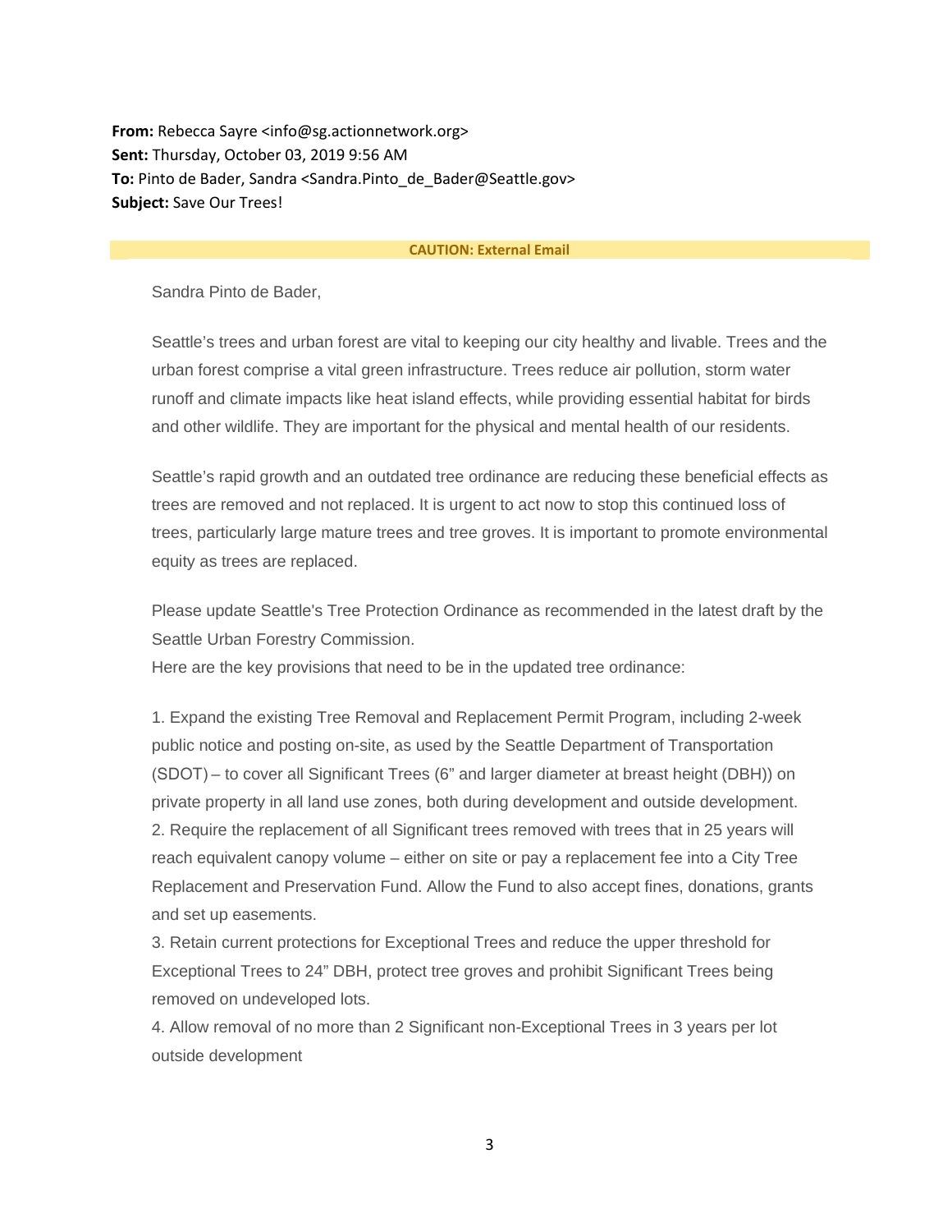**From:** Rebecca Sayre <info@sg.actionnetwork.org>
**Sent:** Thursday, October 03, 2019 9:56 AM
**To:** Pinto de Bader, Sandra <Sandra.Pinto_de_Bader@Seattle.gov>
**Subject:** Save Our Trees!

**CAUTION: External Email**

Sandra Pinto de Bader,

Seattle's trees and urban forest are vital to keeping our city healthy and livable. Trees and the urban forest comprise a vital green infrastructure. Trees reduce air pollution, storm water runoff and climate impacts like heat island effects, while providing essential habitat for birds and other wildlife. They are important for the physical and mental health of our residents.

Seattle's rapid growth and an outdated tree ordinance are reducing these beneficial effects as trees are removed and not replaced. It is urgent to act now to stop this continued loss of trees, particularly large mature trees and tree groves. It is important to promote environmental equity as trees are replaced.

Please update Seattle's Tree Protection Ordinance as recommended in the latest draft by the Seattle Urban Forestry Commission.
Here are the key provisions that need to be in the updated tree ordinance:

1. Expand the existing Tree Removal and Replacement Permit Program, including 2-week public notice and posting on-site, as used by the Seattle Department of Transportation (SDOT) – to cover all Significant Trees (6" and larger diameter at breast height (DBH)) on private property in all land use zones, both during development and outside development.
2. Require the replacement of all Significant trees removed with trees that in 25 years will reach equivalent canopy volume – either on site or pay a replacement fee into a City Tree Replacement and Preservation Fund. Allow the Fund to also accept fines, donations, grants and set up easements.
3. Retain current protections for Exceptional Trees and reduce the upper threshold for Exceptional Trees to 24" DBH, protect tree groves and prohibit Significant Trees being removed on undeveloped lots.
4. Allow removal of no more than 2 Significant non-Exceptional Trees in 3 years per lot outside development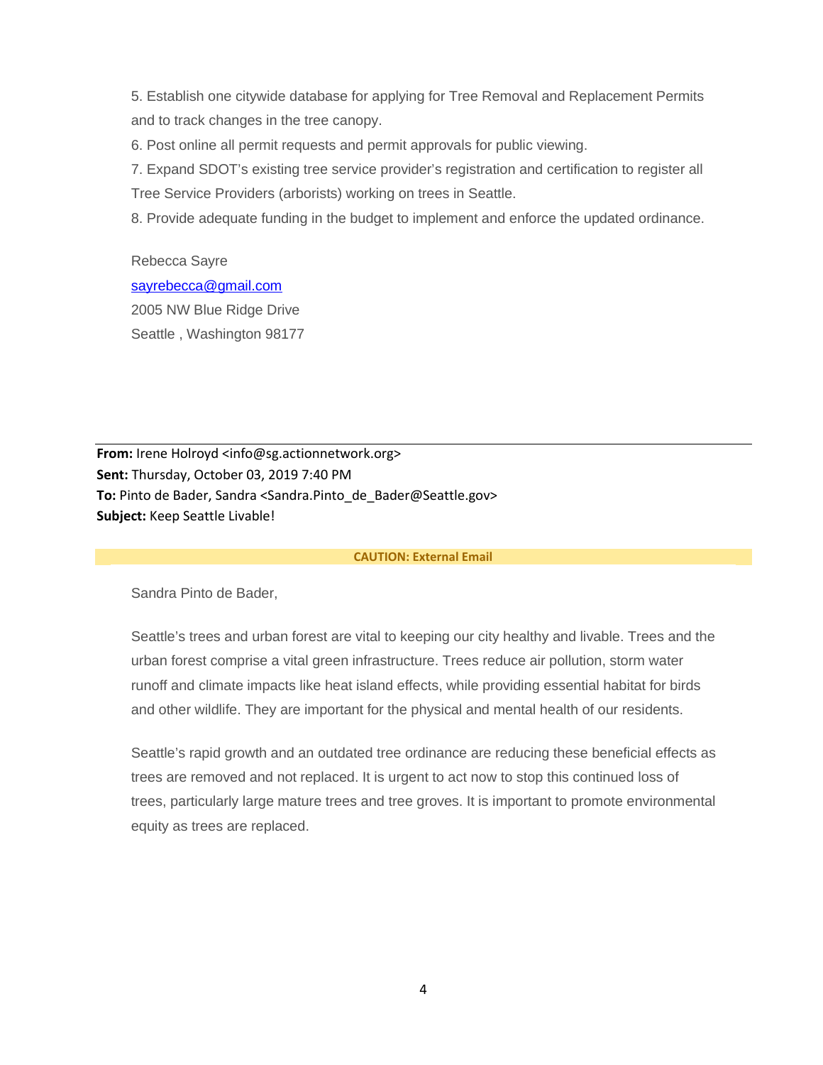5. Establish one citywide database for applying for Tree Removal and Replacement Permits and to track changes in the tree canopy.

6. Post online all permit requests and permit approvals for public viewing.

7. Expand SDOT's existing tree service provider's registration and certification to register all Tree Service Providers (arborists) working on trees in Seattle.

8. Provide adequate funding in the budget to implement and enforce the updated ordinance.

Rebecca Sayre
sayrebecca@gmail.com
2005 NW Blue Ridge Drive
Seattle , Washington 98177

---

**From:** Irene Holroyd <info@sg.actionnetwork.org>
**Sent:** Thursday, October 03, 2019 7:40 PM
**To:** Pinto de Bader, Sandra <Sandra.Pinto_de_Bader@Seattle.gov>
**Subject:** Keep Seattle Livable!

**CAUTION: External Email**

Sandra Pinto de Bader,

Seattle's trees and urban forest are vital to keeping our city healthy and livable. Trees and the urban forest comprise a vital green infrastructure. Trees reduce air pollution, storm water runoff and climate impacts like heat island effects, while providing essential habitat for birds and other wildlife. They are important for the physical and mental health of our residents.

Seattle's rapid growth and an outdated tree ordinance are reducing these beneficial effects as trees are removed and not replaced. It is urgent to act now to stop this continued loss of trees, particularly large mature trees and tree groves. It is important to promote environmental equity as trees are replaced.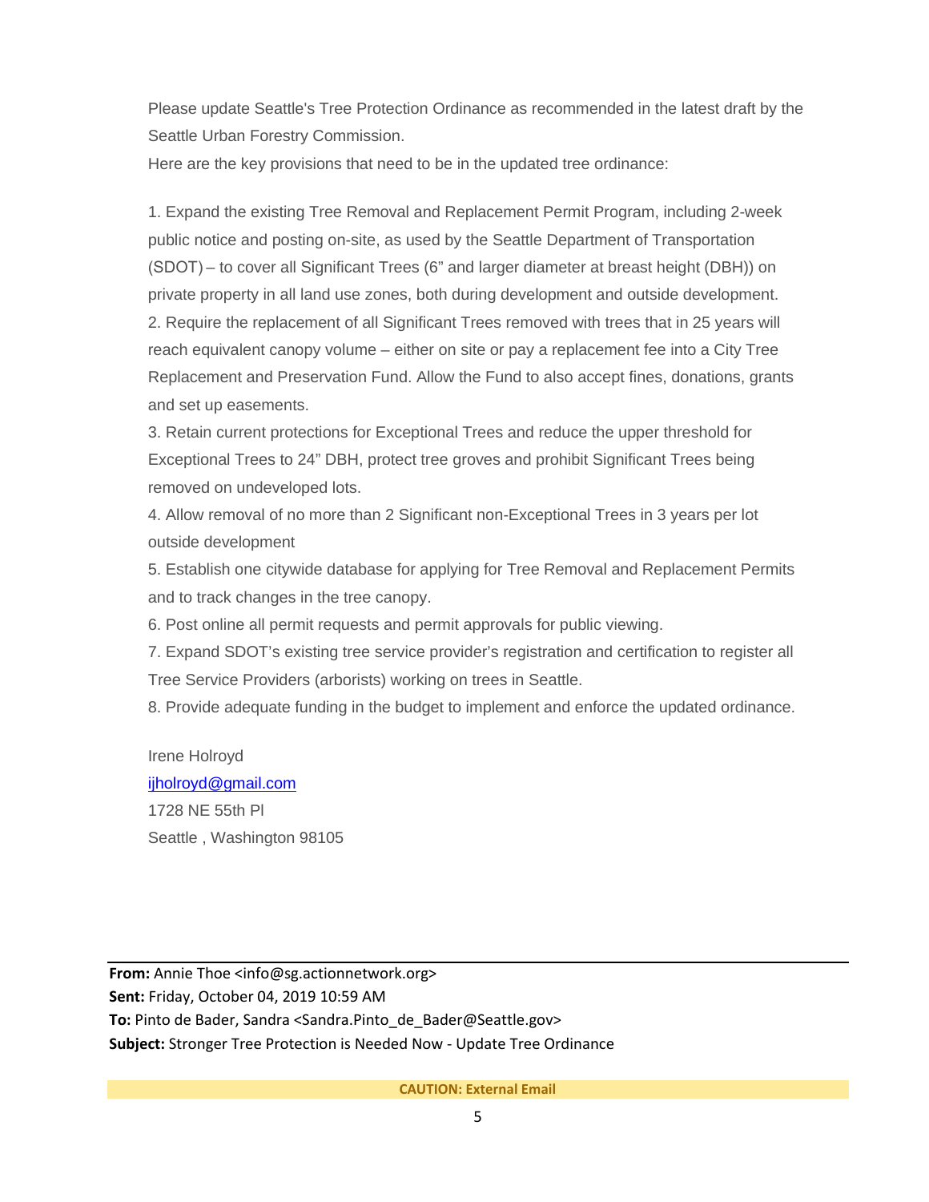Please update Seattle's Tree Protection Ordinance as recommended in the latest draft by the Seattle Urban Forestry Commission.

Here are the key provisions that need to be in the updated tree ordinance:

1. Expand the existing Tree Removal and Replacement Permit Program, including 2-week public notice and posting on-site, as used by the Seattle Department of Transportation (SDOT) – to cover all Significant Trees (6" and larger diameter at breast height (DBH)) on private property in all land use zones, both during development and outside development.
2. Require the replacement of all Significant Trees removed with trees that in 25 years will reach equivalent canopy volume – either on site or pay a replacement fee into a City Tree Replacement and Preservation Fund. Allow the Fund to also accept fines, donations, grants and set up easements.
3. Retain current protections for Exceptional Trees and reduce the upper threshold for Exceptional Trees to 24" DBH, protect tree groves and prohibit Significant Trees being removed on undeveloped lots.
4. Allow removal of no more than 2 Significant non-Exceptional Trees in 3 years per lot outside development
5. Establish one citywide database for applying for Tree Removal and Replacement Permits and to track changes in the tree canopy.
6. Post online all permit requests and permit approvals for public viewing.
7. Expand SDOT's existing tree service provider's registration and certification to register all Tree Service Providers (arborists) working on trees in Seattle.
8. Provide adequate funding in the budget to implement and enforce the updated ordinance.

Irene Holroyd
ijholroyd@gmail.com
1728 NE 55th Pl
Seattle , Washington 98105

---

**From:** Annie Thoe <info@sg.actionnetwork.org>
**Sent:** Friday, October 04, 2019 10:59 AM
**To:** Pinto de Bader, Sandra <Sandra.Pinto_de_Bader@Seattle.gov>
**Subject:** Stronger Tree Protection is Needed Now - Update Tree Ordinance

**CAUTION: External Email**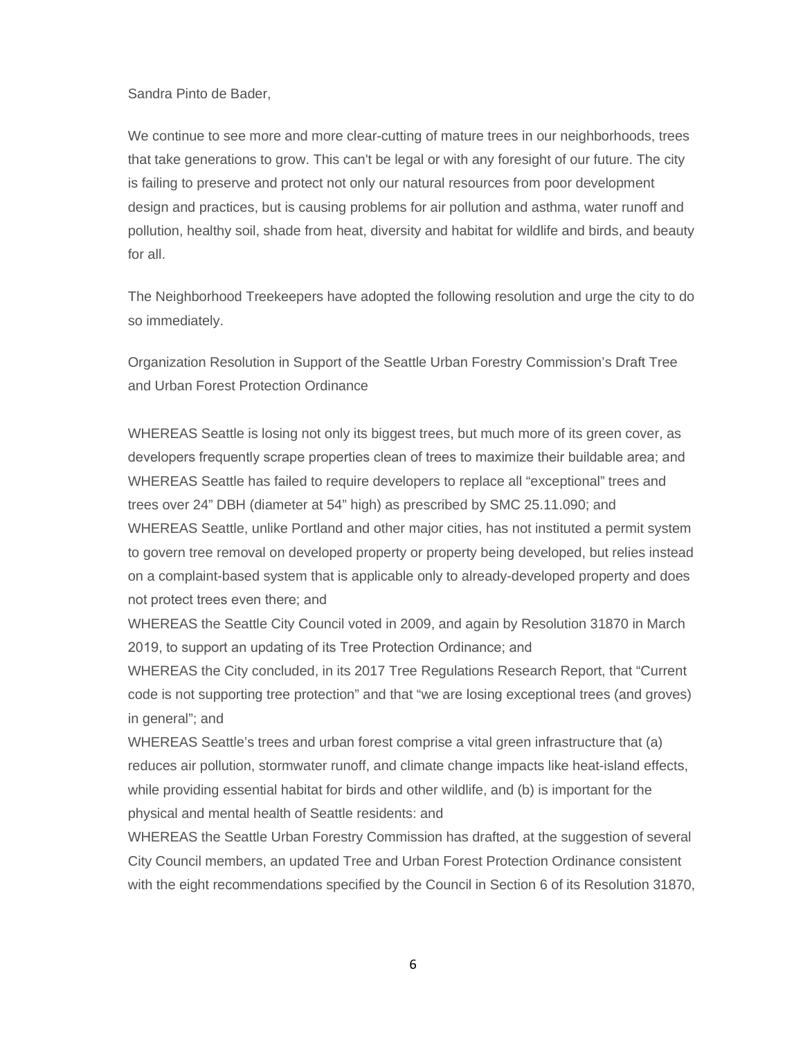Sandra Pinto de Bader,

We continue to see more and more clear-cutting of mature trees in our neighborhoods, trees that take generations to grow. This can't be legal or with any foresight of our future. The city is failing to preserve and protect not only our natural resources from poor development design and practices, but is causing problems for air pollution and asthma, water runoff and pollution, healthy soil, shade from heat, diversity and habitat for wildlife and birds, and beauty for all.

The Neighborhood Treekeepers have adopted the following resolution and urge the city to do so immediately.

Organization Resolution in Support of the Seattle Urban Forestry Commission's Draft Tree and Urban Forest Protection Ordinance

WHEREAS Seattle is losing not only its biggest trees, but much more of its green cover, as developers frequently scrape properties clean of trees to maximize their buildable area; and
WHEREAS Seattle has failed to require developers to replace all "exceptional" trees and trees over 24" DBH (diameter at 54" high) as prescribed by SMC 25.11.090; and
WHEREAS Seattle, unlike Portland and other major cities, has not instituted a permit system to govern tree removal on developed property or property being developed, but relies instead on a complaint-based system that is applicable only to already-developed property and does not protect trees even there; and
WHEREAS the Seattle City Council voted in 2009, and again by Resolution 31870 in March 2019, to support an updating of its Tree Protection Ordinance; and
WHEREAS the City concluded, in its 2017 Tree Regulations Research Report, that "Current code is not supporting tree protection" and that "we are losing exceptional trees (and groves) in general"; and
WHEREAS Seattle's trees and urban forest comprise a vital green infrastructure that (a) reduces air pollution, stormwater runoff, and climate change impacts like heat-island effects, while providing essential habitat for birds and other wildlife, and (b) is important for the physical and mental health of Seattle residents: and
WHEREAS the Seattle Urban Forestry Commission has drafted, at the suggestion of several City Council members, an updated Tree and Urban Forest Protection Ordinance consistent with the eight recommendations specified by the Council in Section 6 of its Resolution 31870,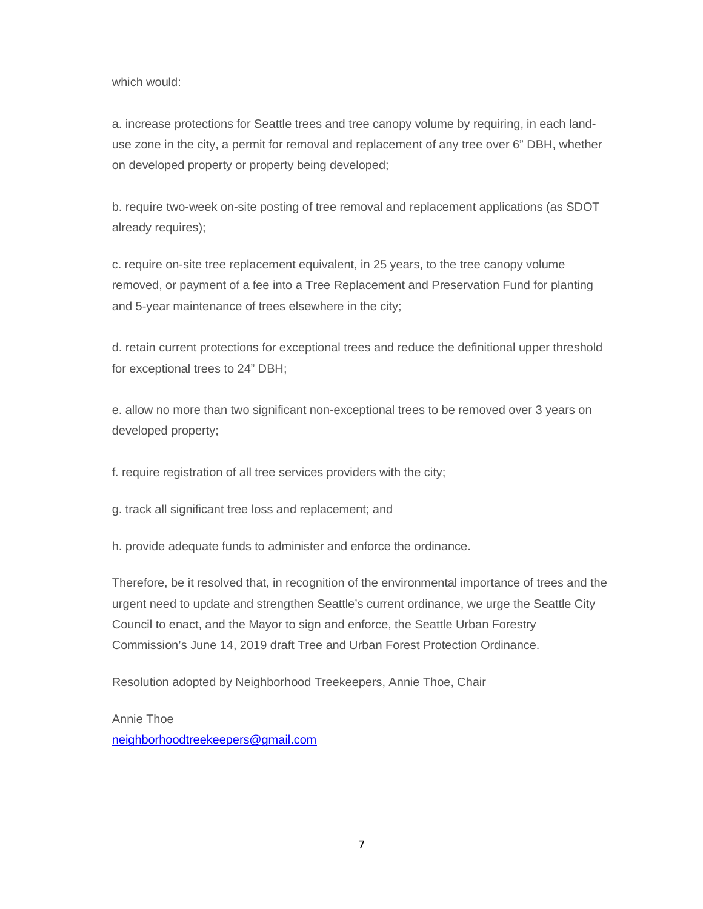which would:

a. increase protections for Seattle trees and tree canopy volume by requiring, in each land-use zone in the city, a permit for removal and replacement of any tree over 6" DBH, whether on developed property or property being developed;

b. require two-week on-site posting of tree removal and replacement applications (as SDOT already requires);

c. require on-site tree replacement equivalent, in 25 years, to the tree canopy volume removed, or payment of a fee into a Tree Replacement and Preservation Fund for planting and 5-year maintenance of trees elsewhere in the city;

d. retain current protections for exceptional trees and reduce the definitional upper threshold for exceptional trees to 24" DBH;

e. allow no more than two significant non-exceptional trees to be removed over 3 years on developed property;

f. require registration of all tree services providers with the city;

g. track all significant tree loss and replacement; and

h. provide adequate funds to administer and enforce the ordinance.

Therefore, be it resolved that, in recognition of the environmental importance of trees and the urgent need to update and strengthen Seattle's current ordinance, we urge the Seattle City Council to enact, and the Mayor to sign and enforce, the Seattle Urban Forestry Commission's June 14, 2019 draft Tree and Urban Forest Protection Ordinance.

Resolution adopted by Neighborhood Treekeepers, Annie Thoe, Chair

Annie Thoe
neighborhoodtreekeepers@gmail.com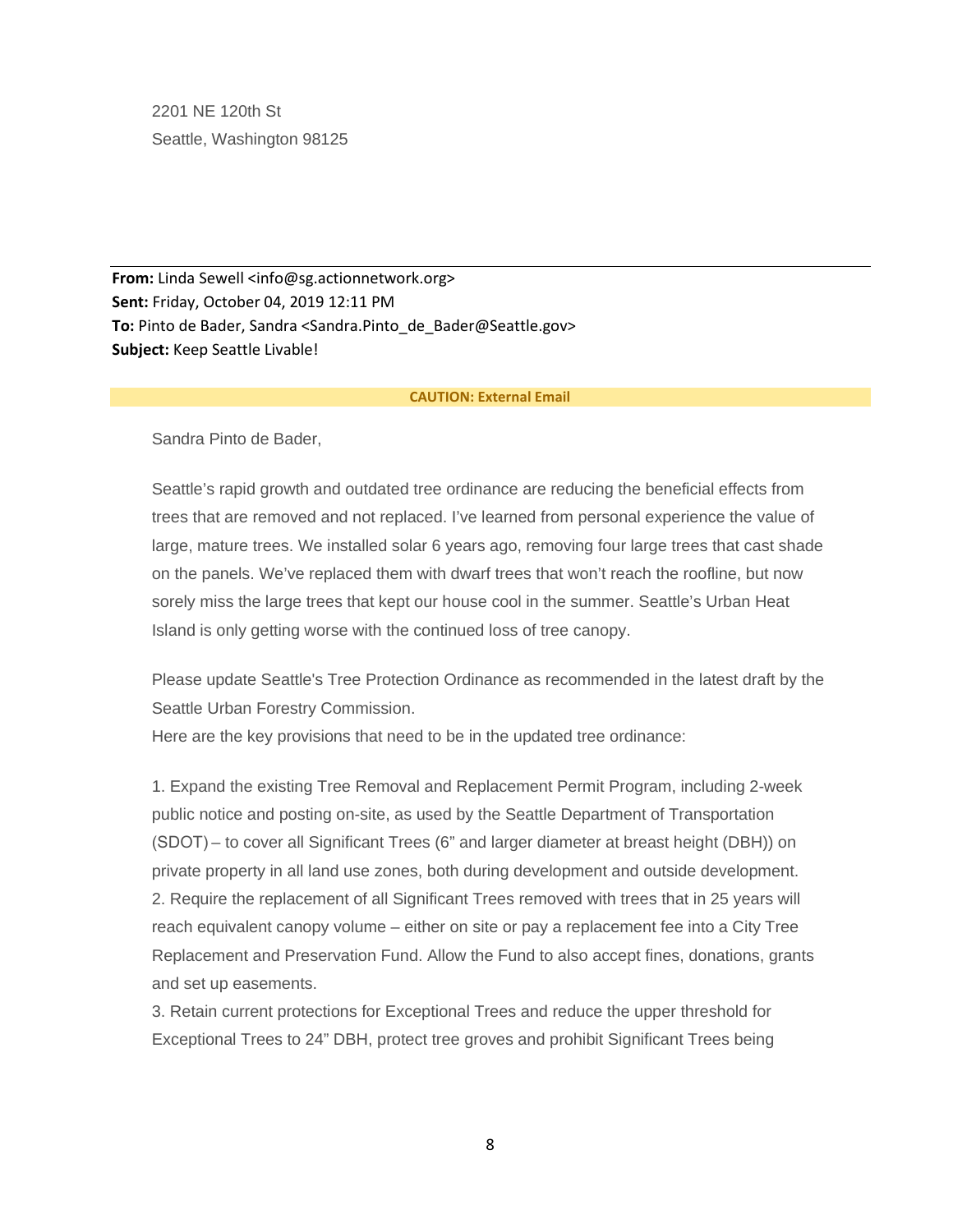2201 NE 120th St
Seattle, Washington 98125

---

**From:** Linda Sewell <info@sg.actionnetwork.org>
**Sent:** Friday, October 04, 2019 12:11 PM
**To:** Pinto de Bader, Sandra <Sandra.Pinto_de_Bader@Seattle.gov>
**Subject:** Keep Seattle Livable!

**CAUTION: External Email**

Sandra Pinto de Bader,

Seattle's rapid growth and outdated tree ordinance are reducing the beneficial effects from trees that are removed and not replaced. I've learned from personal experience the value of large, mature trees. We installed solar 6 years ago, removing four large trees that cast shade on the panels. We've replaced them with dwarf trees that won't reach the roofline, but now sorely miss the large trees that kept our house cool in the summer. Seattle's Urban Heat Island is only getting worse with the continued loss of tree canopy.

Please update Seattle's Tree Protection Ordinance as recommended in the latest draft by the Seattle Urban Forestry Commission.
Here are the key provisions that need to be in the updated tree ordinance:

1. Expand the existing Tree Removal and Replacement Permit Program, including 2-week public notice and posting on-site, as used by the Seattle Department of Transportation (SDOT) – to cover all Significant Trees (6" and larger diameter at breast height (DBH)) on private property in all land use zones, both during development and outside development.
2. Require the replacement of all Significant Trees removed with trees that in 25 years will reach equivalent canopy volume – either on site or pay a replacement fee into a City Tree Replacement and Preservation Fund. Allow the Fund to also accept fines, donations, grants and set up easements.
3. Retain current protections for Exceptional Trees and reduce the upper threshold for Exceptional Trees to 24" DBH, protect tree groves and prohibit Significant Trees being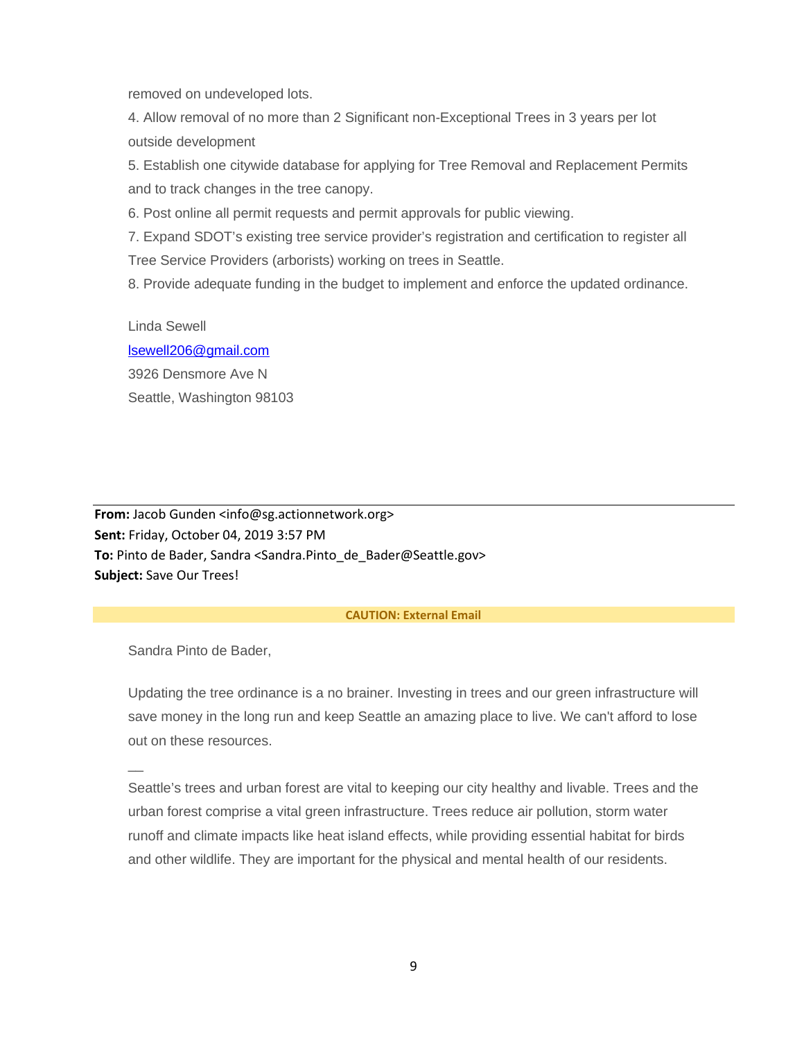removed on undeveloped lots.

4. Allow removal of no more than 2 Significant non-Exceptional Trees in 3 years per lot outside development

5. Establish one citywide database for applying for Tree Removal and Replacement Permits and to track changes in the tree canopy.

6. Post online all permit requests and permit approvals for public viewing.

7. Expand SDOT's existing tree service provider's registration and certification to register all Tree Service Providers (arborists) working on trees in Seattle.

8. Provide adequate funding in the budget to implement and enforce the updated ordinance.

Linda Sewell
lsewell206@gmail.com
3926 Densmore Ave N
Seattle, Washington 98103

---

**From:** Jacob Gunden <info@sg.actionnetwork.org>
**Sent:** Friday, October 04, 2019 3:57 PM
**To:** Pinto de Bader, Sandra <Sandra.Pinto_de_Bader@Seattle.gov>
**Subject:** Save Our Trees!

**CAUTION: External Email**

Sandra Pinto de Bader,

Updating the tree ordinance is a no brainer. Investing in trees and our green infrastructure will save money in the long run and keep Seattle an amazing place to live. We can't afford to lose out on these resources.

—
Seattle's trees and urban forest are vital to keeping our city healthy and livable. Trees and the urban forest comprise a vital green infrastructure. Trees reduce air pollution, storm water runoff and climate impacts like heat island effects, while providing essential habitat for birds and other wildlife. They are important for the physical and mental health of our residents.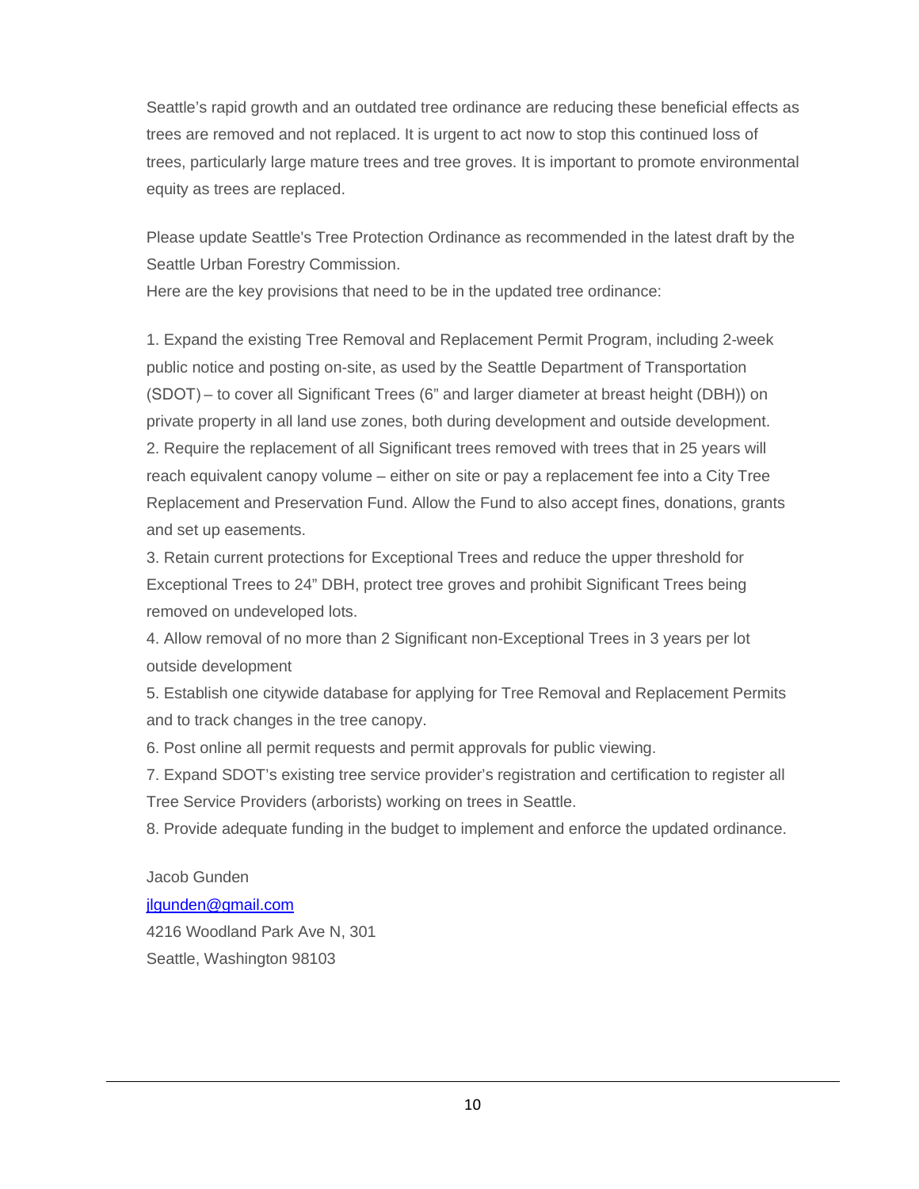Seattle's rapid growth and an outdated tree ordinance are reducing these beneficial effects as trees are removed and not replaced. It is urgent to act now to stop this continued loss of trees, particularly large mature trees and tree groves. It is important to promote environmental equity as trees are replaced.

Please update Seattle's Tree Protection Ordinance as recommended in the latest draft by the Seattle Urban Forestry Commission.
Here are the key provisions that need to be in the updated tree ordinance:

1. Expand the existing Tree Removal and Replacement Permit Program, including 2-week public notice and posting on-site, as used by the Seattle Department of Transportation (SDOT) – to cover all Significant Trees (6" and larger diameter at breast height (DBH)) on private property in all land use zones, both during development and outside development.
2. Require the replacement of all Significant trees removed with trees that in 25 years will reach equivalent canopy volume – either on site or pay a replacement fee into a City Tree Replacement and Preservation Fund. Allow the Fund to also accept fines, donations, grants and set up easements.
3. Retain current protections for Exceptional Trees and reduce the upper threshold for Exceptional Trees to 24" DBH, protect tree groves and prohibit Significant Trees being removed on undeveloped lots.
4. Allow removal of no more than 2 Significant non-Exceptional Trees in 3 years per lot outside development
5. Establish one citywide database for applying for Tree Removal and Replacement Permits and to track changes in the tree canopy.
6. Post online all permit requests and permit approvals for public viewing.
7. Expand SDOT's existing tree service provider's registration and certification to register all Tree Service Providers (arborists) working on trees in Seattle.
8. Provide adequate funding in the budget to implement and enforce the updated ordinance.

Jacob Gunden
jlgunden@gmail.com
4216 Woodland Park Ave N, 301
Seattle, Washington 98103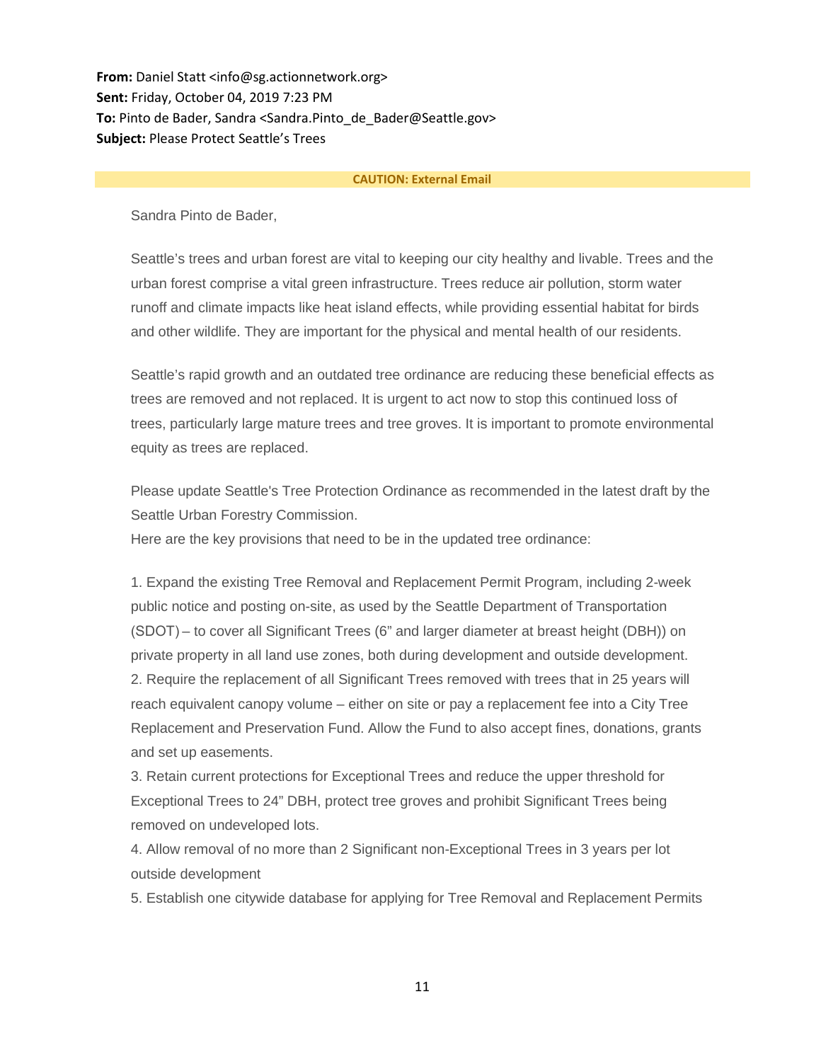**From:** Daniel Statt <info@sg.actionnetwork.org>
**Sent:** Friday, October 04, 2019 7:23 PM
**To:** Pinto de Bader, Sandra <Sandra.Pinto_de_Bader@Seattle.gov>
**Subject:** Please Protect Seattle's Trees

**CAUTION: External Email**

Sandra Pinto de Bader,

Seattle's trees and urban forest are vital to keeping our city healthy and livable. Trees and the urban forest comprise a vital green infrastructure. Trees reduce air pollution, storm water runoff and climate impacts like heat island effects, while providing essential habitat for birds and other wildlife. They are important for the physical and mental health of our residents.

Seattle's rapid growth and an outdated tree ordinance are reducing these beneficial effects as trees are removed and not replaced. It is urgent to act now to stop this continued loss of trees, particularly large mature trees and tree groves. It is important to promote environmental equity as trees are replaced.

Please update Seattle's Tree Protection Ordinance as recommended in the latest draft by the Seattle Urban Forestry Commission.
Here are the key provisions that need to be in the updated tree ordinance:

1. Expand the existing Tree Removal and Replacement Permit Program, including 2-week public notice and posting on-site, as used by the Seattle Department of Transportation (SDOT) – to cover all Significant Trees (6" and larger diameter at breast height (DBH)) on private property in all land use zones, both during development and outside development.
2. Require the replacement of all Significant Trees removed with trees that in 25 years will reach equivalent canopy volume – either on site or pay a replacement fee into a City Tree Replacement and Preservation Fund. Allow the Fund to also accept fines, donations, grants and set up easements.
3. Retain current protections for Exceptional Trees and reduce the upper threshold for Exceptional Trees to 24" DBH, protect tree groves and prohibit Significant Trees being removed on undeveloped lots.
4. Allow removal of no more than 2 Significant non-Exceptional Trees in 3 years per lot outside development
5. Establish one citywide database for applying for Tree Removal and Replacement Permits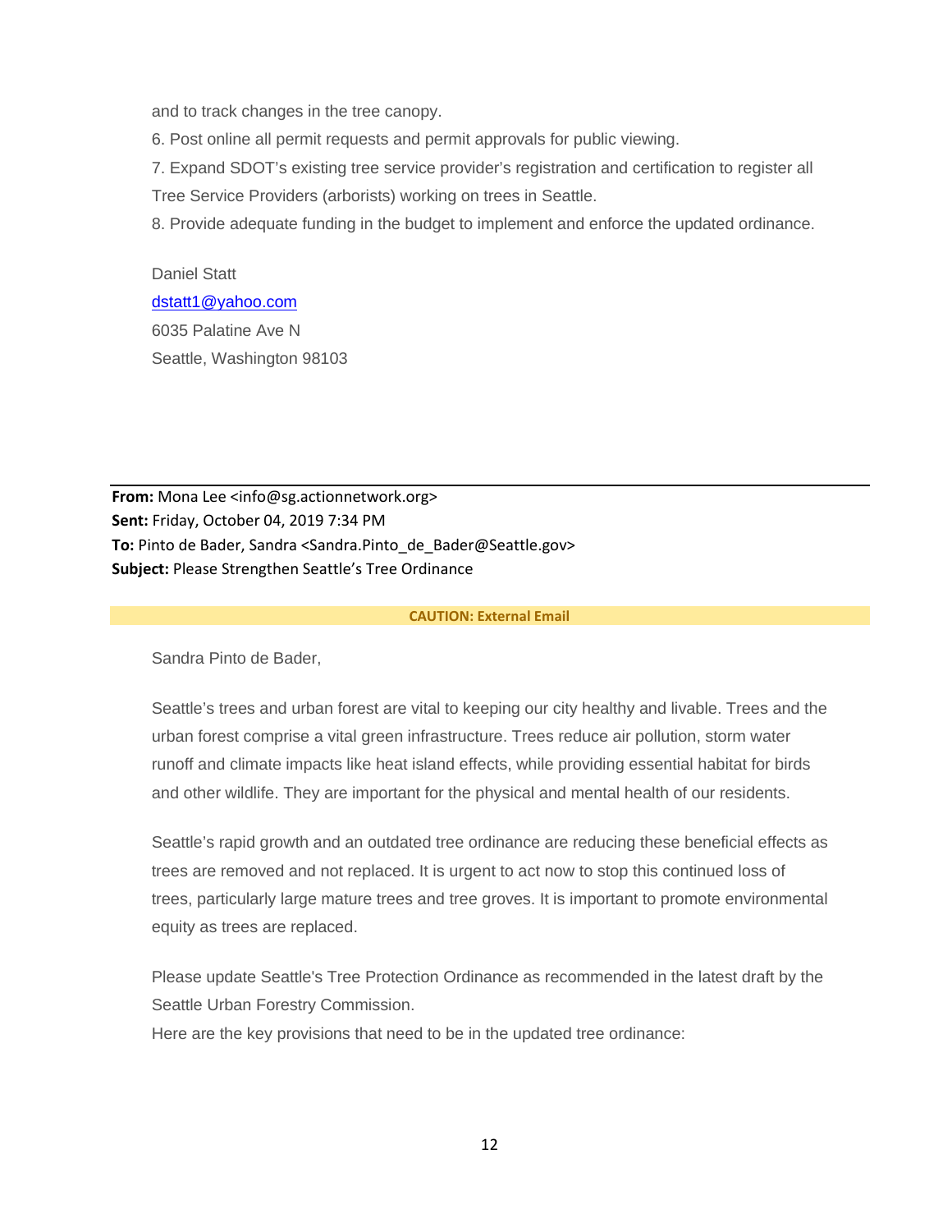and to track changes in the tree canopy.

6. Post online all permit requests and permit approvals for public viewing.

7. Expand SDOT's existing tree service provider's registration and certification to register all Tree Service Providers (arborists) working on trees in Seattle.

8. Provide adequate funding in the budget to implement and enforce the updated ordinance.

Daniel Statt
dstatt1@yahoo.com
6035 Palatine Ave N
Seattle, Washington 98103

---

**From:** Mona Lee <info@sg.actionnetwork.org>
**Sent:** Friday, October 04, 2019 7:34 PM
**To:** Pinto de Bader, Sandra <Sandra.Pinto_de_Bader@Seattle.gov>
**Subject:** Please Strengthen Seattle's Tree Ordinance

**CAUTION: External Email**

Sandra Pinto de Bader,

Seattle's trees and urban forest are vital to keeping our city healthy and livable. Trees and the urban forest comprise a vital green infrastructure. Trees reduce air pollution, storm water runoff and climate impacts like heat island effects, while providing essential habitat for birds and other wildlife. They are important for the physical and mental health of our residents.

Seattle's rapid growth and an outdated tree ordinance are reducing these beneficial effects as trees are removed and not replaced. It is urgent to act now to stop this continued loss of trees, particularly large mature trees and tree groves. It is important to promote environmental equity as trees are replaced.

Please update Seattle's Tree Protection Ordinance as recommended in the latest draft by the Seattle Urban Forestry Commission.
Here are the key provisions that need to be in the updated tree ordinance: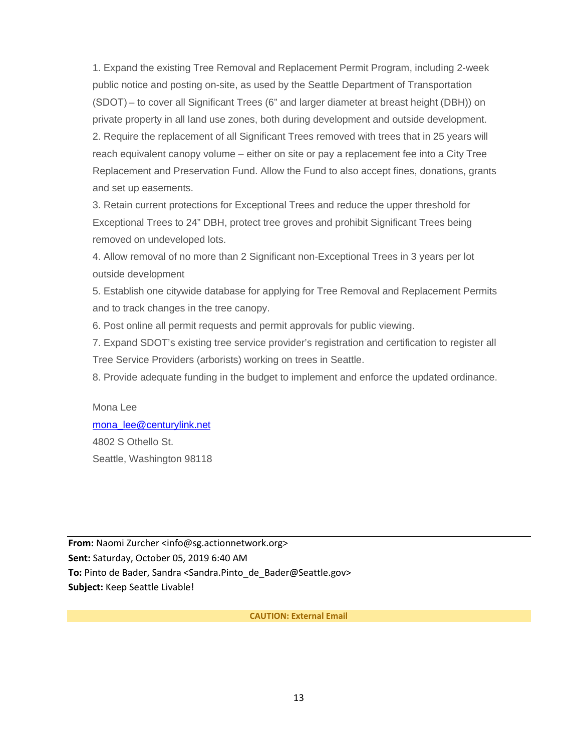1. Expand the existing Tree Removal and Replacement Permit Program, including 2-week public notice and posting on-site, as used by the Seattle Department of Transportation (SDOT) – to cover all Significant Trees (6" and larger diameter at breast height (DBH)) on private property in all land use zones, both during development and outside development.
2. Require the replacement of all Significant Trees removed with trees that in 25 years will reach equivalent canopy volume – either on site or pay a replacement fee into a City Tree Replacement and Preservation Fund. Allow the Fund to also accept fines, donations, grants and set up easements.
3. Retain current protections for Exceptional Trees and reduce the upper threshold for Exceptional Trees to 24" DBH, protect tree groves and prohibit Significant Trees being removed on undeveloped lots.
4. Allow removal of no more than 2 Significant non-Exceptional Trees in 3 years per lot outside development
5. Establish one citywide database for applying for Tree Removal and Replacement Permits and to track changes in the tree canopy.
6. Post online all permit requests and permit approvals for public viewing.
7. Expand SDOT's existing tree service provider's registration and certification to register all Tree Service Providers (arborists) working on trees in Seattle.
8. Provide adequate funding in the budget to implement and enforce the updated ordinance.

Mona Lee
mona_lee@centurylink.net
4802 S Othello St.
Seattle, Washington 98118

---

**From:** Naomi Zurcher <info@sg.actionnetwork.org>
**Sent:** Saturday, October 05, 2019 6:40 AM
**To:** Pinto de Bader, Sandra <Sandra.Pinto_de_Bader@Seattle.gov>
**Subject:** Keep Seattle Livable!

**CAUTION: External Email**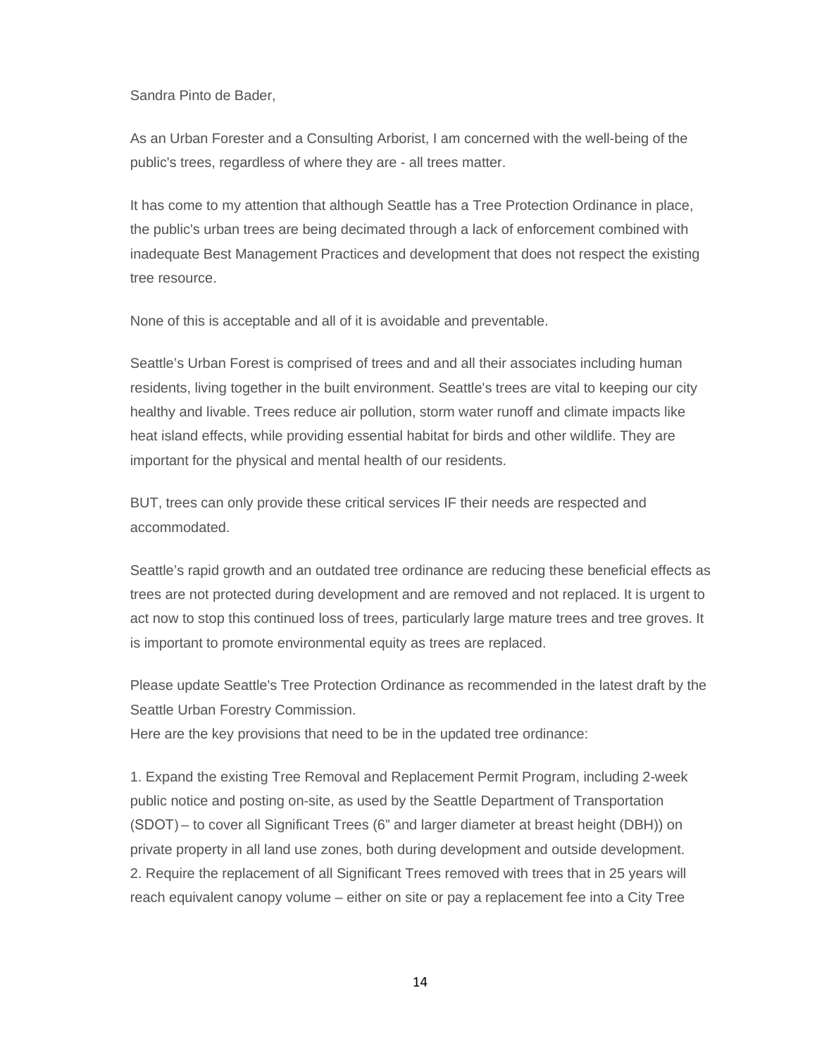Sandra Pinto de Bader,

As an Urban Forester and a Consulting Arborist, I am concerned with the well-being of the public's trees, regardless of where they are - all trees matter.

It has come to my attention that although Seattle has a Tree Protection Ordinance in place, the public's urban trees are being decimated through a lack of enforcement combined with inadequate Best Management Practices and development that does not respect the existing tree resource.

None of this is acceptable and all of it is avoidable and preventable.

Seattle's Urban Forest is comprised of trees and and all their associates including human residents, living together in the built environment. Seattle's trees are vital to keeping our city healthy and livable. Trees reduce air pollution, storm water runoff and climate impacts like heat island effects, while providing essential habitat for birds and other wildlife. They are important for the physical and mental health of our residents.

BUT, trees can only provide these critical services IF their needs are respected and accommodated.

Seattle's rapid growth and an outdated tree ordinance are reducing these beneficial effects as trees are not protected during development and are removed and not replaced. It is urgent to act now to stop this continued loss of trees, particularly large mature trees and tree groves. It is important to promote environmental equity as trees are replaced.

Please update Seattle's Tree Protection Ordinance as recommended in the latest draft by the Seattle Urban Forestry Commission.
Here are the key provisions that need to be in the updated tree ordinance:

1. Expand the existing Tree Removal and Replacement Permit Program, including 2-week public notice and posting on-site, as used by the Seattle Department of Transportation (SDOT) – to cover all Significant Trees (6" and larger diameter at breast height (DBH)) on private property in all land use zones, both during development and outside development.
2. Require the replacement of all Significant Trees removed with trees that in 25 years will reach equivalent canopy volume – either on site or pay a replacement fee into a City Tree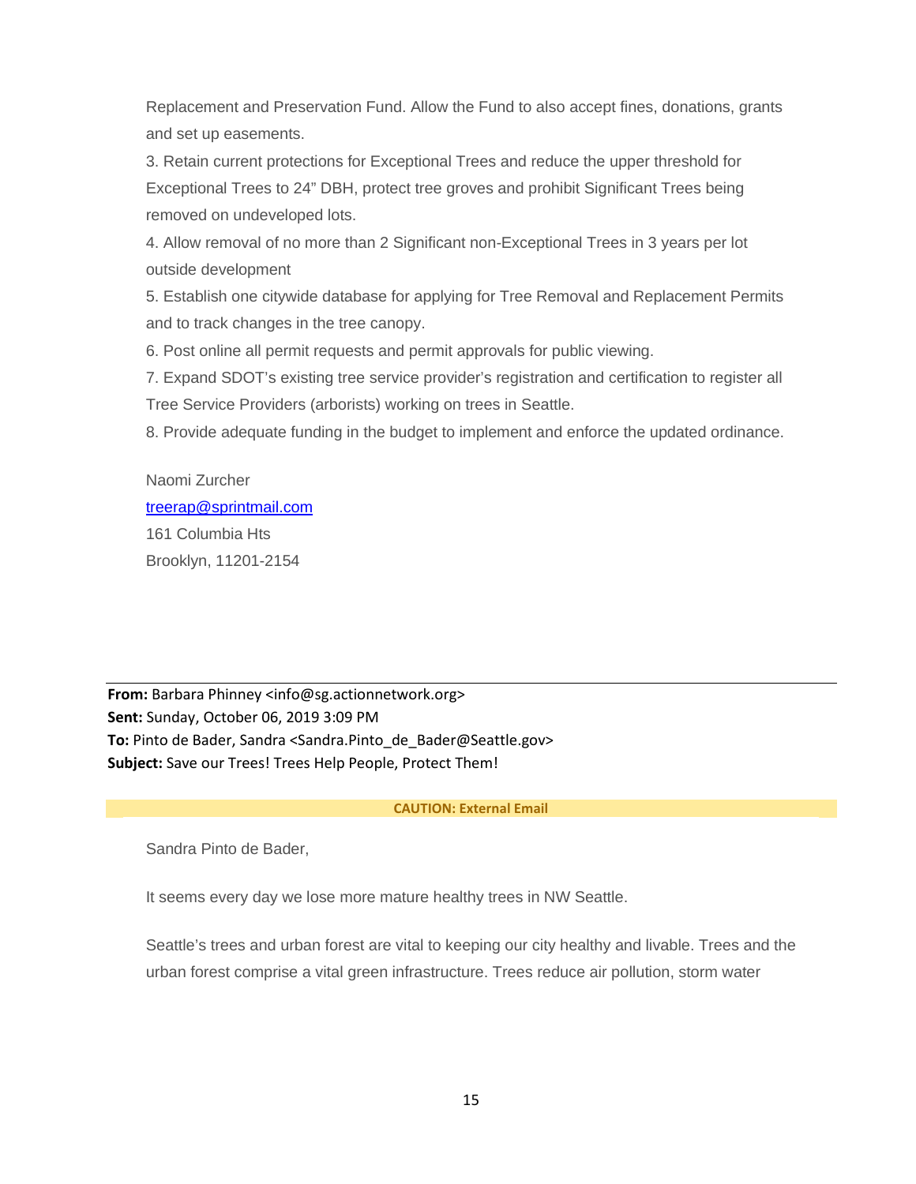Replacement and Preservation Fund. Allow the Fund to also accept fines, donations, grants and set up easements.

3. Retain current protections for Exceptional Trees and reduce the upper threshold for Exceptional Trees to 24” DBH, protect tree groves and prohibit Significant Trees being removed on undeveloped lots.

4. Allow removal of no more than 2 Significant non-Exceptional Trees in 3 years per lot outside development

5. Establish one citywide database for applying for Tree Removal and Replacement Permits and to track changes in the tree canopy.

6. Post online all permit requests and permit approvals for public viewing.

7. Expand SDOT’s existing tree service provider’s registration and certification to register all Tree Service Providers (arborists) working on trees in Seattle.

8. Provide adequate funding in the budget to implement and enforce the updated ordinance.

Naomi Zurcher
treerap@sprintmail.com
161 Columbia Hts
Brooklyn, 11201-2154

---

**From:** Barbara Phinney <info@sg.actionnetwork.org>
**Sent:** Sunday, October 06, 2019 3:09 PM
**To:** Pinto de Bader, Sandra <Sandra.Pinto_de_Bader@Seattle.gov>
**Subject:** Save our Trees! Trees Help People, Protect Them!

**CAUTION: External Email**

Sandra Pinto de Bader,

It seems every day we lose more mature healthy trees in NW Seattle.

Seattle’s trees and urban forest are vital to keeping our city healthy and livable. Trees and the urban forest comprise a vital green infrastructure. Trees reduce air pollution, storm water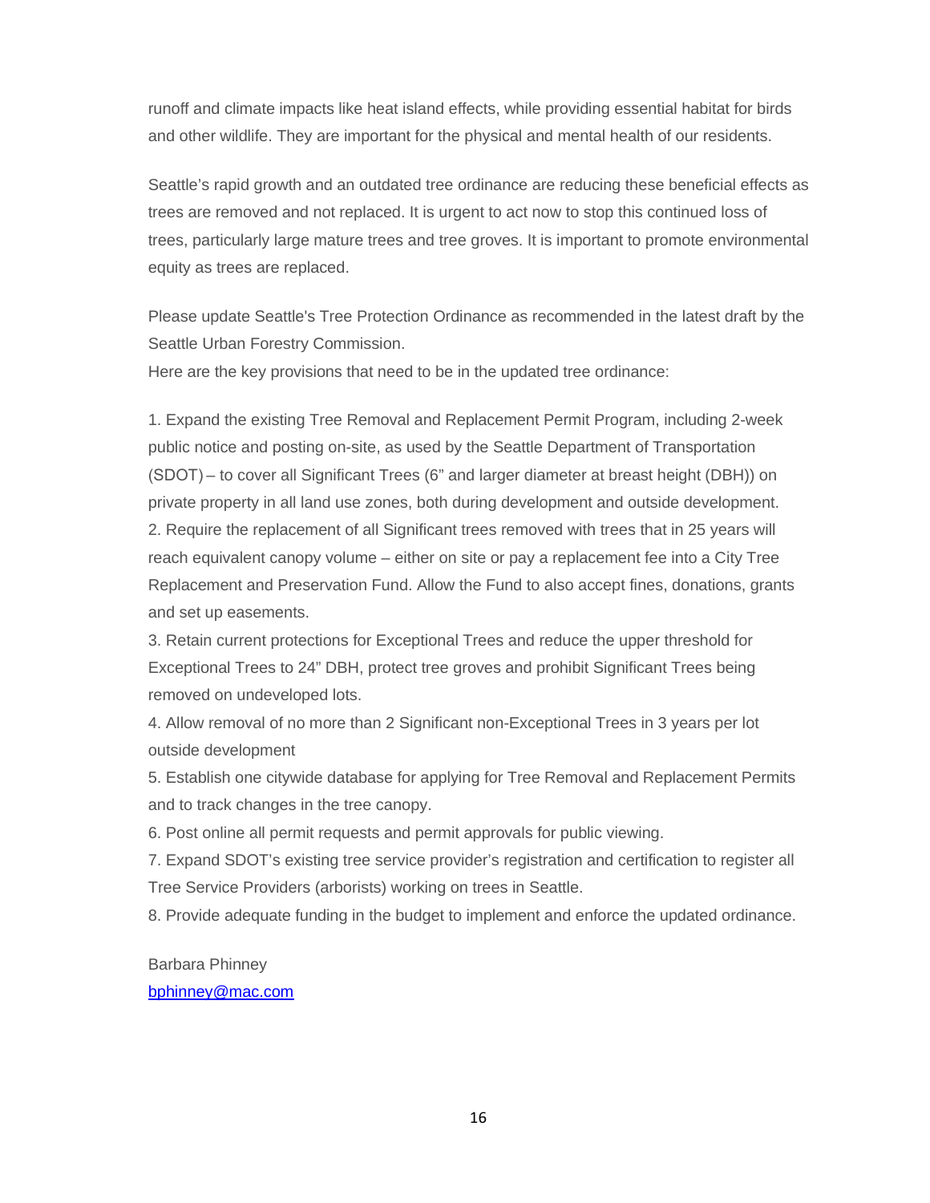runoff and climate impacts like heat island effects, while providing essential habitat for birds and other wildlife. They are important for the physical and mental health of our residents.

Seattle's rapid growth and an outdated tree ordinance are reducing these beneficial effects as trees are removed and not replaced. It is urgent to act now to stop this continued loss of trees, particularly large mature trees and tree groves. It is important to promote environmental equity as trees are replaced.

Please update Seattle's Tree Protection Ordinance as recommended in the latest draft by the Seattle Urban Forestry Commission.
Here are the key provisions that need to be in the updated tree ordinance:

1. Expand the existing Tree Removal and Replacement Permit Program, including 2-week public notice and posting on-site, as used by the Seattle Department of Transportation (SDOT) – to cover all Significant Trees (6" and larger diameter at breast height (DBH)) on private property in all land use zones, both during development and outside development.
2. Require the replacement of all Significant trees removed with trees that in 25 years will reach equivalent canopy volume – either on site or pay a replacement fee into a City Tree Replacement and Preservation Fund. Allow the Fund to also accept fines, donations, grants and set up easements.
3. Retain current protections for Exceptional Trees and reduce the upper threshold for Exceptional Trees to 24" DBH, protect tree groves and prohibit Significant Trees being removed on undeveloped lots.
4. Allow removal of no more than 2 Significant non-Exceptional Trees in 3 years per lot outside development
5. Establish one citywide database for applying for Tree Removal and Replacement Permits and to track changes in the tree canopy.
6. Post online all permit requests and permit approvals for public viewing.
7. Expand SDOT's existing tree service provider's registration and certification to register all Tree Service Providers (arborists) working on trees in Seattle.
8. Provide adequate funding in the budget to implement and enforce the updated ordinance.

Barbara Phinney
bphinney@mac.com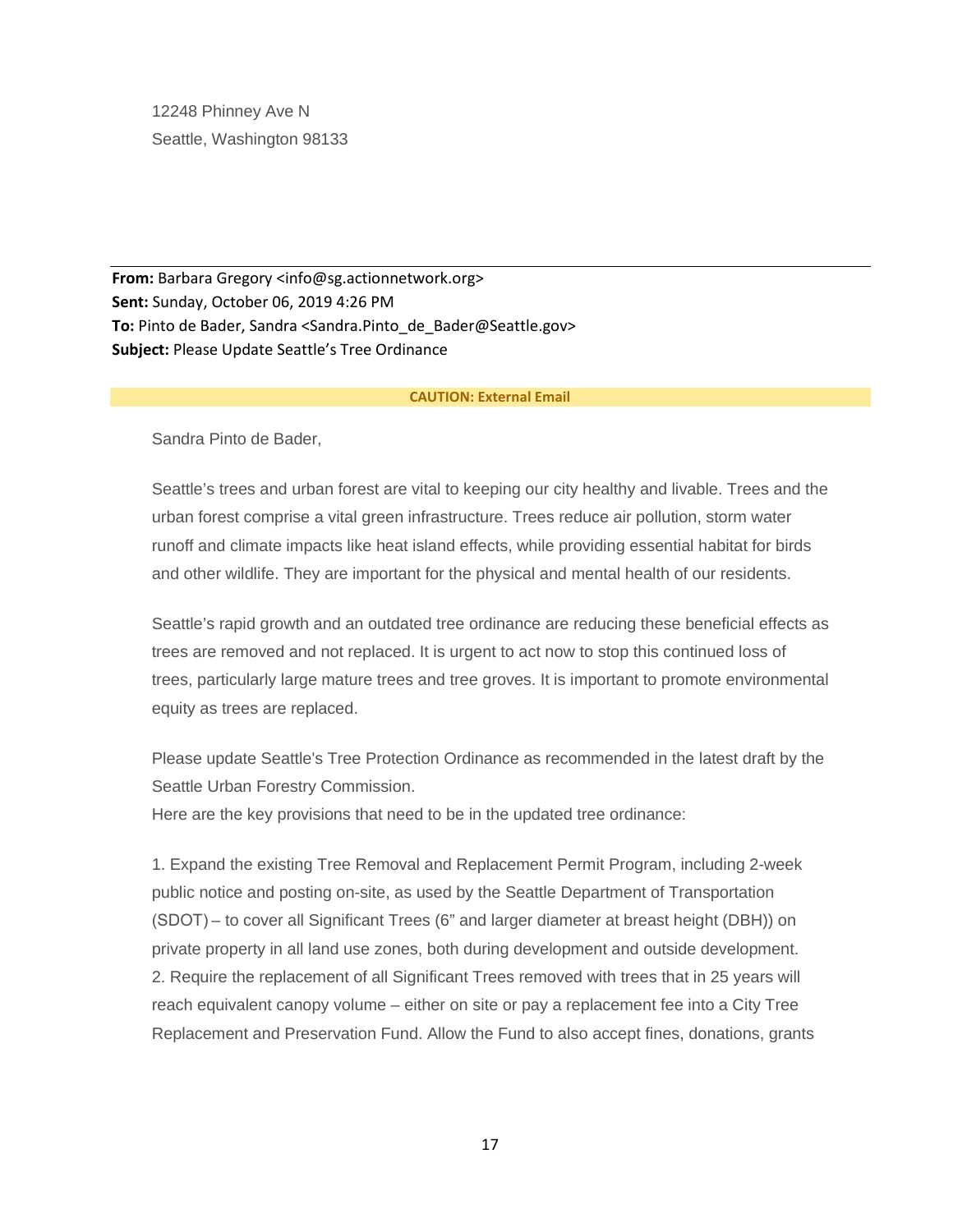12248 Phinney Ave N
Seattle, Washington 98133

---

**From:** Barbara Gregory <info@sg.actionnetwork.org>
**Sent:** Sunday, October 06, 2019 4:26 PM
**To:** Pinto de Bader, Sandra <Sandra.Pinto_de_Bader@Seattle.gov>
**Subject:** Please Update Seattle's Tree Ordinance

**CAUTION: External Email**

Sandra Pinto de Bader,

Seattle's trees and urban forest are vital to keeping our city healthy and livable. Trees and the urban forest comprise a vital green infrastructure. Trees reduce air pollution, storm water runoff and climate impacts like heat island effects, while providing essential habitat for birds and other wildlife. They are important for the physical and mental health of our residents.

Seattle's rapid growth and an outdated tree ordinance are reducing these beneficial effects as trees are removed and not replaced. It is urgent to act now to stop this continued loss of trees, particularly large mature trees and tree groves. It is important to promote environmental equity as trees are replaced.

Please update Seattle's Tree Protection Ordinance as recommended in the latest draft by the Seattle Urban Forestry Commission.
Here are the key provisions that need to be in the updated tree ordinance:

1. Expand the existing Tree Removal and Replacement Permit Program, including 2-week public notice and posting on-site, as used by the Seattle Department of Transportation (SDOT) – to cover all Significant Trees (6" and larger diameter at breast height (DBH)) on private property in all land use zones, both during development and outside development.
2. Require the replacement of all Significant Trees removed with trees that in 25 years will reach equivalent canopy volume – either on site or pay a replacement fee into a City Tree Replacement and Preservation Fund. Allow the Fund to also accept fines, donations, grants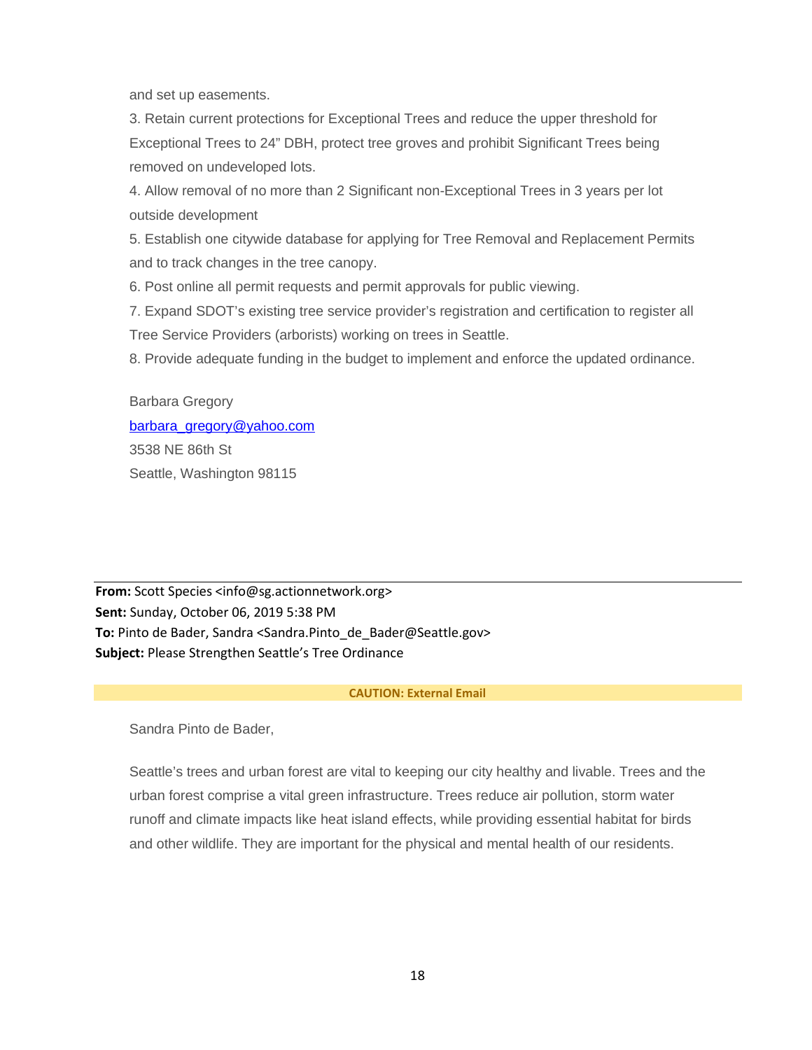and set up easements.

3. Retain current protections for Exceptional Trees and reduce the upper threshold for Exceptional Trees to 24" DBH, protect tree groves and prohibit Significant Trees being removed on undeveloped lots.

4. Allow removal of no more than 2 Significant non-Exceptional Trees in 3 years per lot outside development

5. Establish one citywide database for applying for Tree Removal and Replacement Permits and to track changes in the tree canopy.

6. Post online all permit requests and permit approvals for public viewing.

7. Expand SDOT's existing tree service provider's registration and certification to register all Tree Service Providers (arborists) working on trees in Seattle.

8. Provide adequate funding in the budget to implement and enforce the updated ordinance.

Barbara Gregory
barbara_gregory@yahoo.com
3538 NE 86th St
Seattle, Washington 98115

---

**From:** Scott Species <info@sg.actionnetwork.org>
**Sent:** Sunday, October 06, 2019 5:38 PM
**To:** Pinto de Bader, Sandra <Sandra.Pinto_de_Bader@Seattle.gov>
**Subject:** Please Strengthen Seattle's Tree Ordinance

**CAUTION: External Email**

Sandra Pinto de Bader,

Seattle's trees and urban forest are vital to keeping our city healthy and livable. Trees and the urban forest comprise a vital green infrastructure. Trees reduce air pollution, storm water runoff and climate impacts like heat island effects, while providing essential habitat for birds and other wildlife. They are important for the physical and mental health of our residents.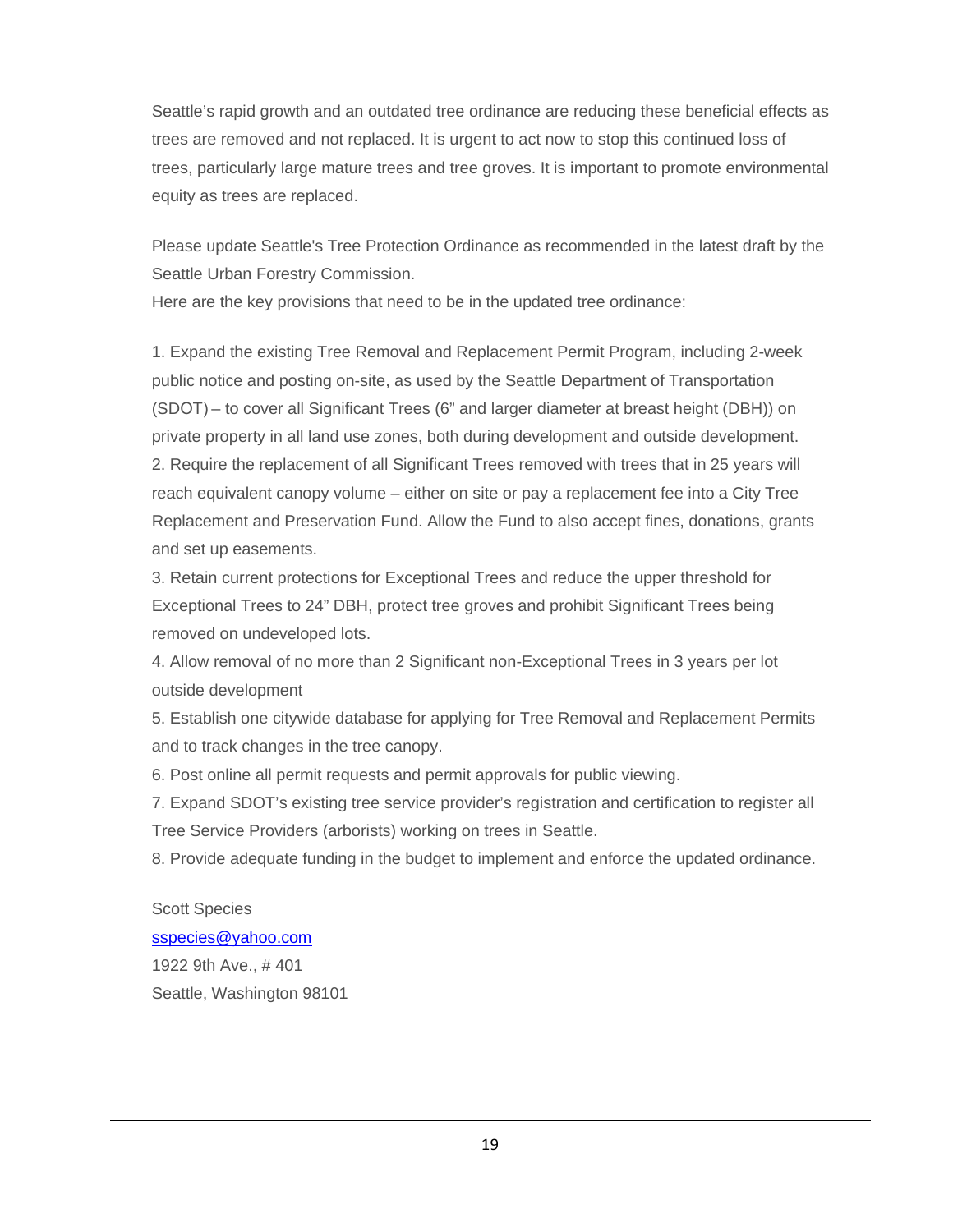Seattle's rapid growth and an outdated tree ordinance are reducing these beneficial effects as trees are removed and not replaced. It is urgent to act now to stop this continued loss of trees, particularly large mature trees and tree groves. It is important to promote environmental equity as trees are replaced.

Please update Seattle's Tree Protection Ordinance as recommended in the latest draft by the Seattle Urban Forestry Commission.

Here are the key provisions that need to be in the updated tree ordinance:

1. Expand the existing Tree Removal and Replacement Permit Program, including 2-week public notice and posting on-site, as used by the Seattle Department of Transportation (SDOT) – to cover all Significant Trees (6" and larger diameter at breast height (DBH)) on private property in all land use zones, both during development and outside development.
2. Require the replacement of all Significant Trees removed with trees that in 25 years will reach equivalent canopy volume – either on site or pay a replacement fee into a City Tree Replacement and Preservation Fund. Allow the Fund to also accept fines, donations, grants and set up easements.
3. Retain current protections for Exceptional Trees and reduce the upper threshold for Exceptional Trees to 24" DBH, protect tree groves and prohibit Significant Trees being removed on undeveloped lots.
4. Allow removal of no more than 2 Significant non-Exceptional Trees in 3 years per lot outside development
5. Establish one citywide database for applying for Tree Removal and Replacement Permits and to track changes in the tree canopy.
6. Post online all permit requests and permit approvals for public viewing.
7. Expand SDOT's existing tree service provider's registration and certification to register all Tree Service Providers (arborists) working on trees in Seattle.
8. Provide adequate funding in the budget to implement and enforce the updated ordinance.

Scott Species
sspecies@yahoo.com
1922 9th Ave., # 401
Seattle, Washington 98101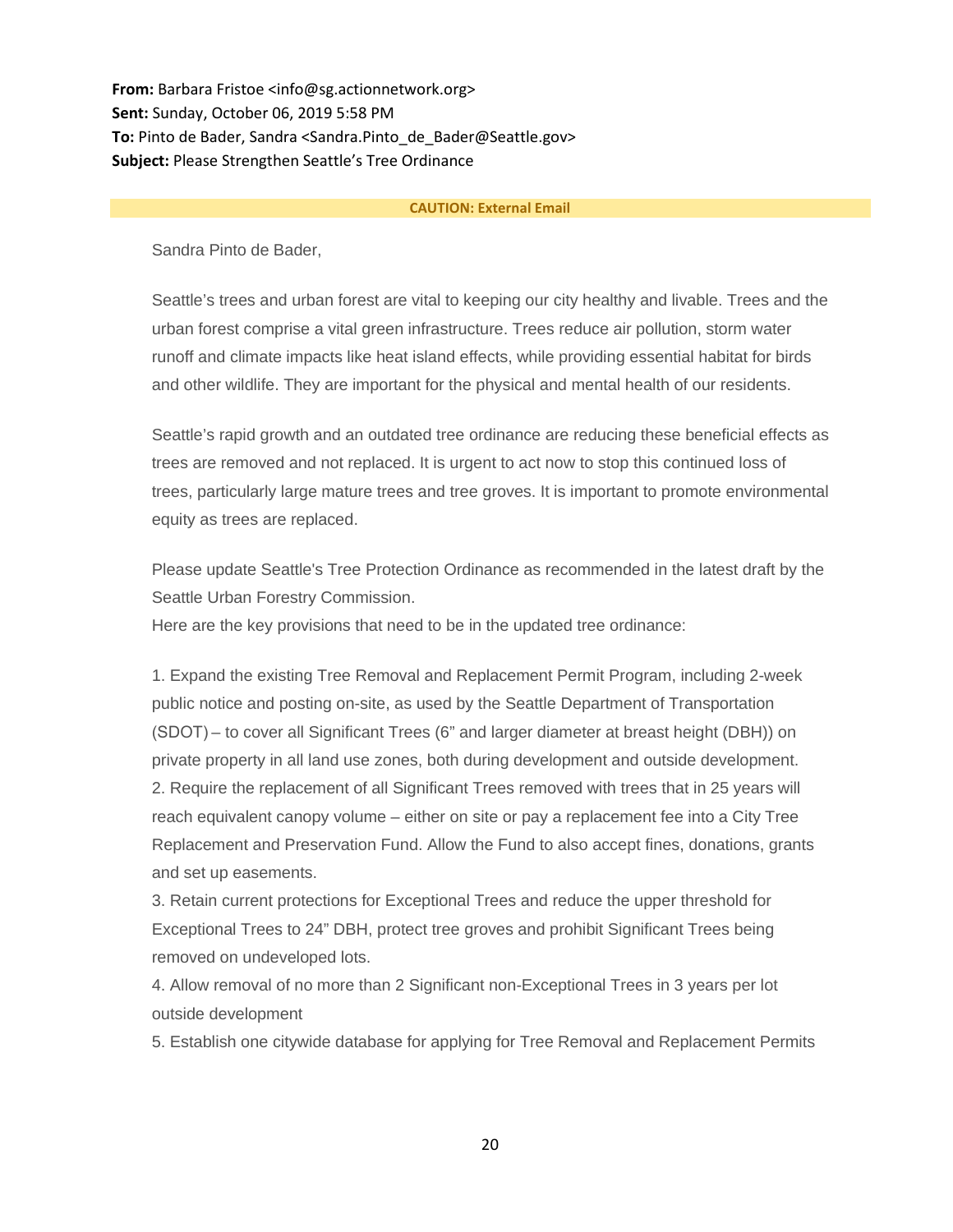**From:** Barbara Fristoe <info@sg.actionnetwork.org>
**Sent:** Sunday, October 06, 2019 5:58 PM
**To:** Pinto de Bader, Sandra <Sandra.Pinto_de_Bader@Seattle.gov>
**Subject:** Please Strengthen Seattle's Tree Ordinance

**CAUTION: External Email**

Sandra Pinto de Bader,

Seattle's trees and urban forest are vital to keeping our city healthy and livable. Trees and the urban forest comprise a vital green infrastructure. Trees reduce air pollution, storm water runoff and climate impacts like heat island effects, while providing essential habitat for birds and other wildlife. They are important for the physical and mental health of our residents.

Seattle's rapid growth and an outdated tree ordinance are reducing these beneficial effects as trees are removed and not replaced. It is urgent to act now to stop this continued loss of trees, particularly large mature trees and tree groves. It is important to promote environmental equity as trees are replaced.

Please update Seattle's Tree Protection Ordinance as recommended in the latest draft by the Seattle Urban Forestry Commission.
Here are the key provisions that need to be in the updated tree ordinance:

1. Expand the existing Tree Removal and Replacement Permit Program, including 2-week public notice and posting on-site, as used by the Seattle Department of Transportation (SDOT) – to cover all Significant Trees (6" and larger diameter at breast height (DBH)) on private property in all land use zones, both during development and outside development.
2. Require the replacement of all Significant Trees removed with trees that in 25 years will reach equivalent canopy volume – either on site or pay a replacement fee into a City Tree Replacement and Preservation Fund. Allow the Fund to also accept fines, donations, grants and set up easements.
3. Retain current protections for Exceptional Trees and reduce the upper threshold for Exceptional Trees to 24" DBH, protect tree groves and prohibit Significant Trees being removed on undeveloped lots.
4. Allow removal of no more than 2 Significant non-Exceptional Trees in 3 years per lot outside development
5. Establish one citywide database for applying for Tree Removal and Replacement Permits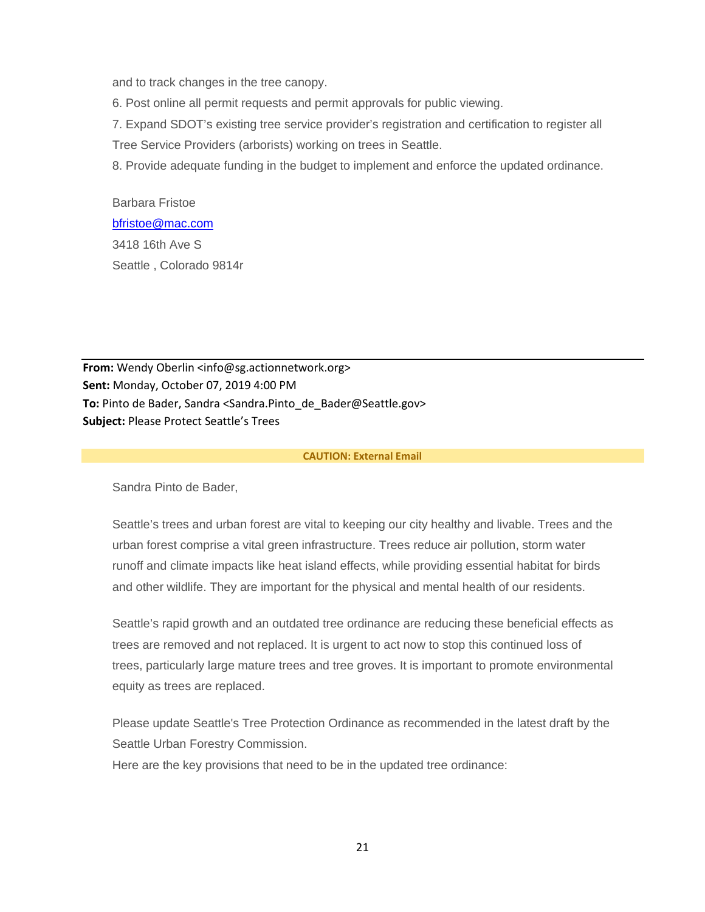and to track changes in the tree canopy.

6. Post online all permit requests and permit approvals for public viewing.

7. Expand SDOT's existing tree service provider's registration and certification to register all Tree Service Providers (arborists) working on trees in Seattle.

8. Provide adequate funding in the budget to implement and enforce the updated ordinance.

Barbara Fristoe
bfristoe@mac.com
3418 16th Ave S
Seattle , Colorado 9814r

---

**From:** Wendy Oberlin <info@sg.actionnetwork.org>
**Sent:** Monday, October 07, 2019 4:00 PM
**To:** Pinto de Bader, Sandra <Sandra.Pinto_de_Bader@Seattle.gov>
**Subject:** Please Protect Seattle's Trees

**CAUTION: External Email**

Sandra Pinto de Bader,

Seattle's trees and urban forest are vital to keeping our city healthy and livable. Trees and the urban forest comprise a vital green infrastructure. Trees reduce air pollution, storm water runoff and climate impacts like heat island effects, while providing essential habitat for birds and other wildlife. They are important for the physical and mental health of our residents.

Seattle's rapid growth and an outdated tree ordinance are reducing these beneficial effects as trees are removed and not replaced. It is urgent to act now to stop this continued loss of trees, particularly large mature trees and tree groves. It is important to promote environmental equity as trees are replaced.

Please update Seattle's Tree Protection Ordinance as recommended in the latest draft by the Seattle Urban Forestry Commission.
Here are the key provisions that need to be in the updated tree ordinance: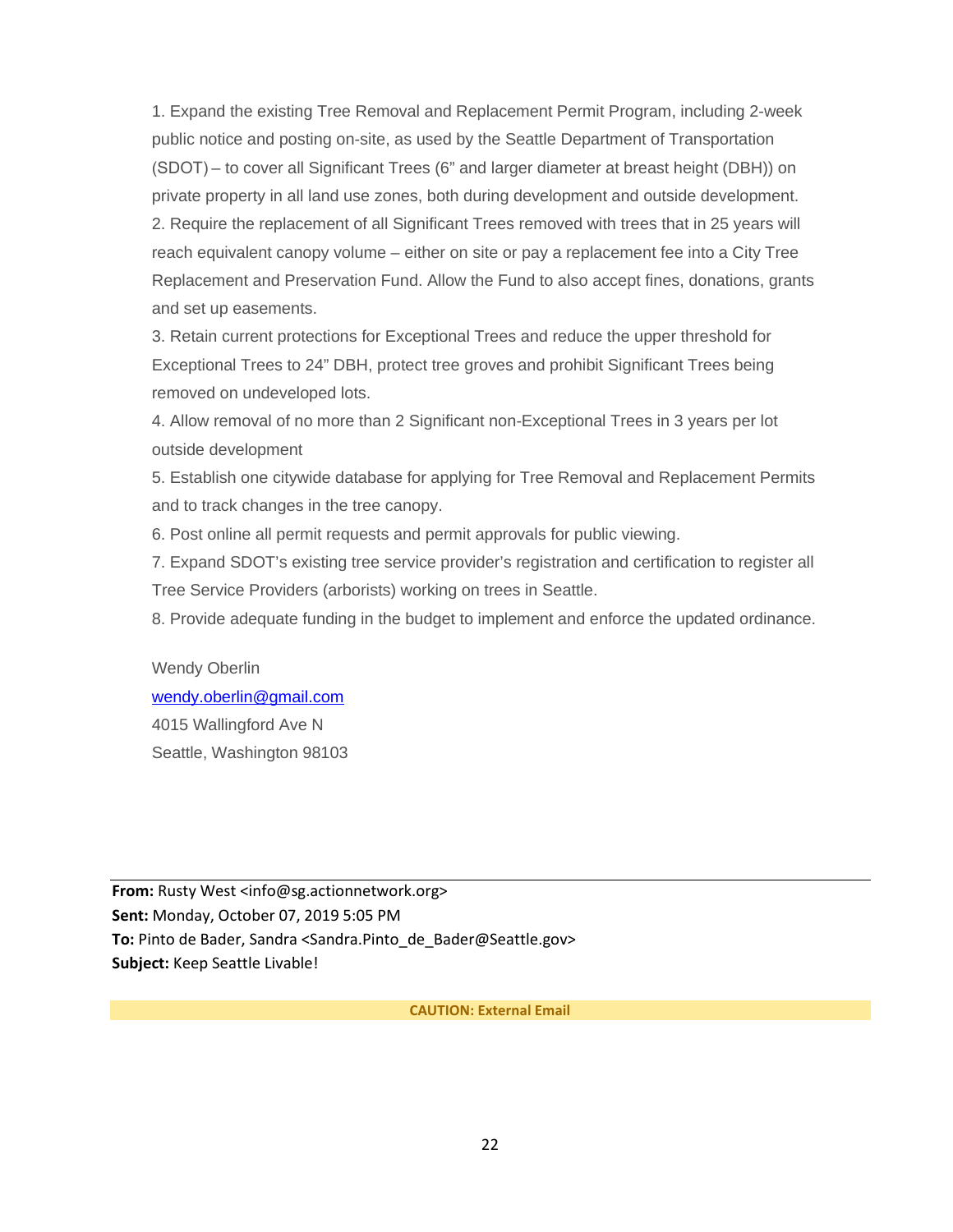1. Expand the existing Tree Removal and Replacement Permit Program, including 2-week public notice and posting on-site, as used by the Seattle Department of Transportation (SDOT) – to cover all Significant Trees (6" and larger diameter at breast height (DBH)) on private property in all land use zones, both during development and outside development.
2. Require the replacement of all Significant Trees removed with trees that in 25 years will reach equivalent canopy volume – either on site or pay a replacement fee into a City Tree Replacement and Preservation Fund. Allow the Fund to also accept fines, donations, grants and set up easements.
3. Retain current protections for Exceptional Trees and reduce the upper threshold for Exceptional Trees to 24" DBH, protect tree groves and prohibit Significant Trees being removed on undeveloped lots.
4. Allow removal of no more than 2 Significant non-Exceptional Trees in 3 years per lot outside development
5. Establish one citywide database for applying for Tree Removal and Replacement Permits and to track changes in the tree canopy.
6. Post online all permit requests and permit approvals for public viewing.
7. Expand SDOT's existing tree service provider's registration and certification to register all Tree Service Providers (arborists) working on trees in Seattle.
8. Provide adequate funding in the budget to implement and enforce the updated ordinance.

Wendy Oberlin
wendy.oberlin@gmail.com
4015 Wallingford Ave N
Seattle, Washington 98103

---

**From:** Rusty West <info@sg.actionnetwork.org>
**Sent:** Monday, October 07, 2019 5:05 PM
**To:** Pinto de Bader, Sandra <Sandra.Pinto_de_Bader@Seattle.gov>
**Subject:** Keep Seattle Livable!

**CAUTION: External Email**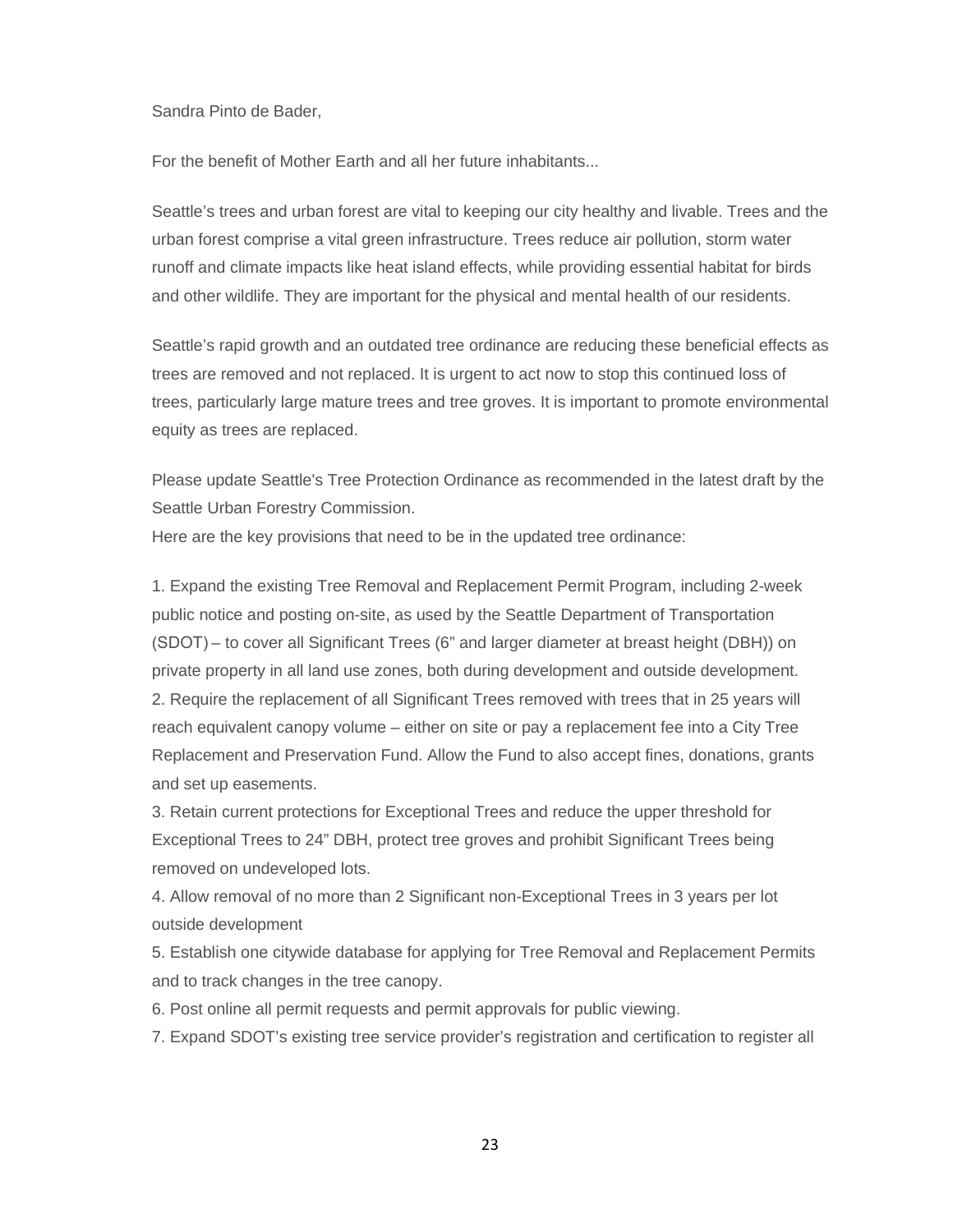Sandra Pinto de Bader,

For the benefit of Mother Earth and all her future inhabitants...

Seattle's trees and urban forest are vital to keeping our city healthy and livable. Trees and the urban forest comprise a vital green infrastructure. Trees reduce air pollution, storm water runoff and climate impacts like heat island effects, while providing essential habitat for birds and other wildlife. They are important for the physical and mental health of our residents.

Seattle's rapid growth and an outdated tree ordinance are reducing these beneficial effects as trees are removed and not replaced. It is urgent to act now to stop this continued loss of trees, particularly large mature trees and tree groves. It is important to promote environmental equity as trees are replaced.

Please update Seattle's Tree Protection Ordinance as recommended in the latest draft by the Seattle Urban Forestry Commission.

Here are the key provisions that need to be in the updated tree ordinance:

1. Expand the existing Tree Removal and Replacement Permit Program, including 2-week public notice and posting on-site, as used by the Seattle Department of Transportation (SDOT) – to cover all Significant Trees (6" and larger diameter at breast height (DBH)) on private property in all land use zones, both during development and outside development.
2. Require the replacement of all Significant Trees removed with trees that in 25 years will reach equivalent canopy volume – either on site or pay a replacement fee into a City Tree Replacement and Preservation Fund. Allow the Fund to also accept fines, donations, grants and set up easements.
3. Retain current protections for Exceptional Trees and reduce the upper threshold for Exceptional Trees to 24" DBH, protect tree groves and prohibit Significant Trees being removed on undeveloped lots.
4. Allow removal of no more than 2 Significant non-Exceptional Trees in 3 years per lot outside development
5. Establish one citywide database for applying for Tree Removal and Replacement Permits and to track changes in the tree canopy.
6. Post online all permit requests and permit approvals for public viewing.
7. Expand SDOT's existing tree service provider's registration and certification to register all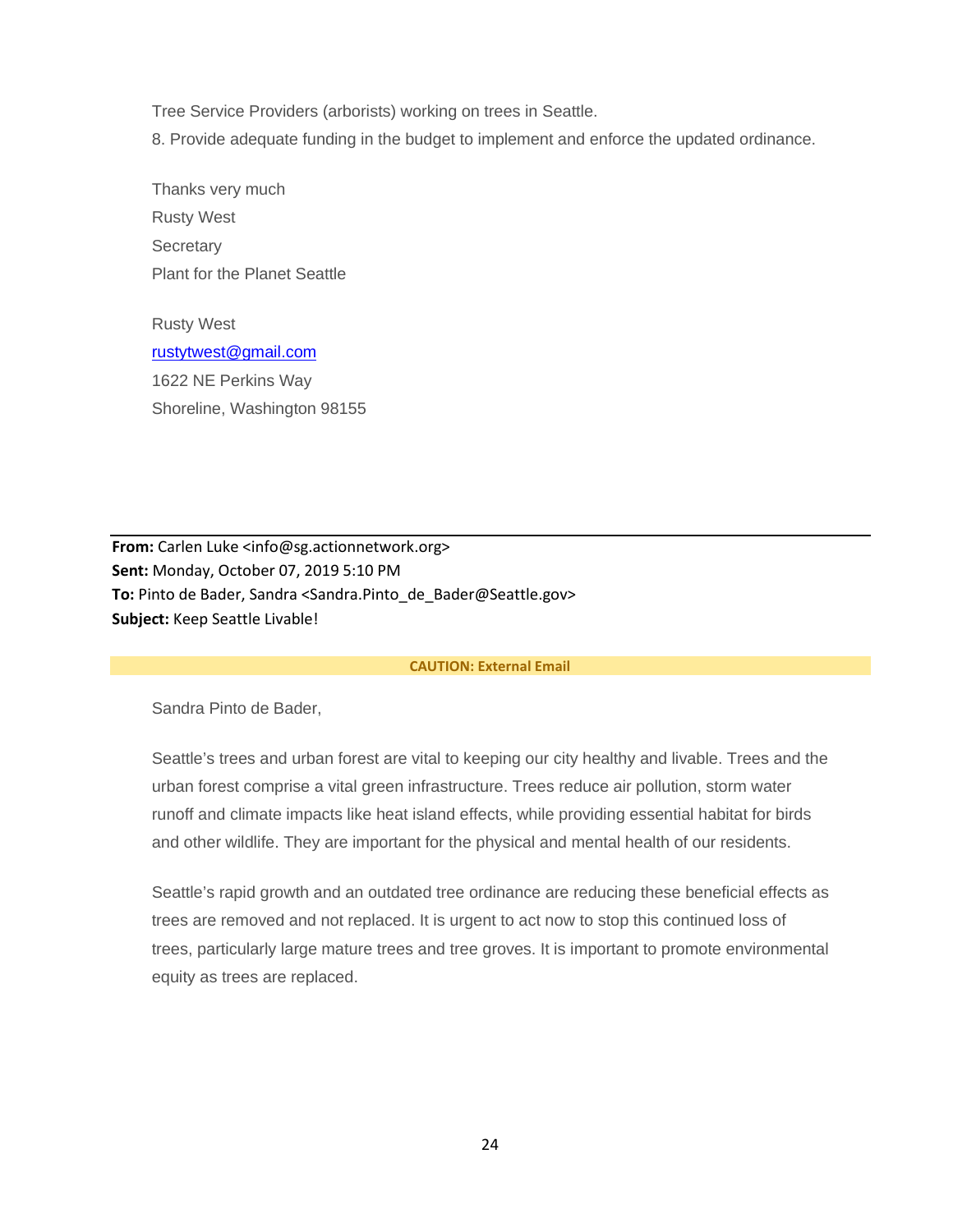Tree Service Providers (arborists) working on trees in Seattle.

8. Provide adequate funding in the budget to implement and enforce the updated ordinance.

Thanks very much

Rusty West

Secretary

Plant for the Planet Seattle

Rusty West

rustytwest@gmail.com

1622 NE Perkins Way

Shoreline, Washington 98155

---

**From:** Carlen Luke <info@sg.actionnetwork.org>

**Sent:** Monday, October 07, 2019 5:10 PM

**To:** Pinto de Bader, Sandra <Sandra.Pinto_de_Bader@Seattle.gov>

**Subject:** Keep Seattle Livable!

**CAUTION: External Email**

Sandra Pinto de Bader,

Seattle's trees and urban forest are vital to keeping our city healthy and livable. Trees and the urban forest comprise a vital green infrastructure. Trees reduce air pollution, storm water runoff and climate impacts like heat island effects, while providing essential habitat for birds and other wildlife. They are important for the physical and mental health of our residents.

Seattle's rapid growth and an outdated tree ordinance are reducing these beneficial effects as trees are removed and not replaced. It is urgent to act now to stop this continued loss of trees, particularly large mature trees and tree groves. It is important to promote environmental equity as trees are replaced.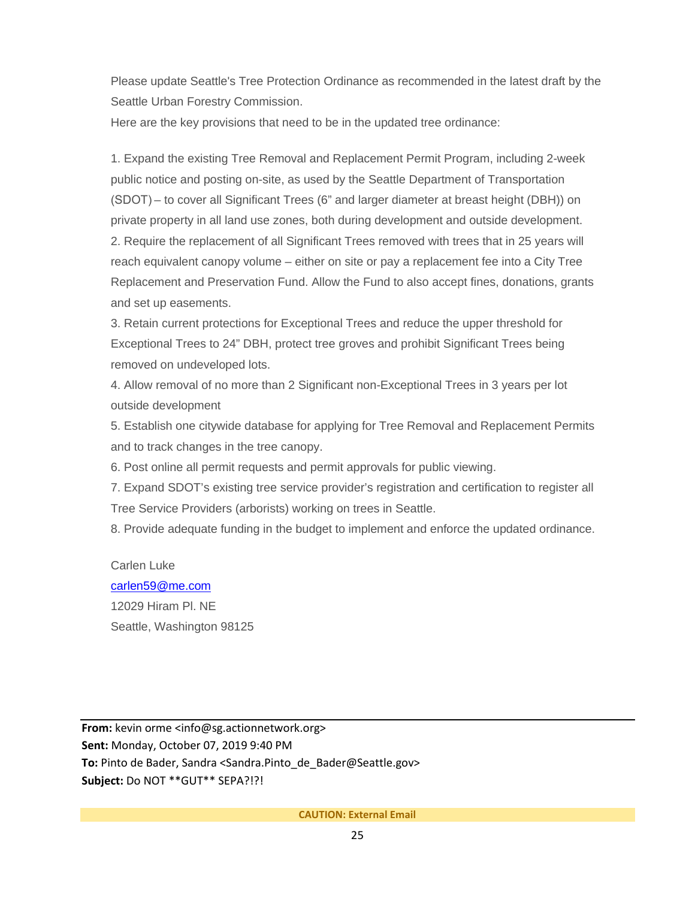Please update Seattle's Tree Protection Ordinance as recommended in the latest draft by the Seattle Urban Forestry Commission.

Here are the key provisions that need to be in the updated tree ordinance:

1. Expand the existing Tree Removal and Replacement Permit Program, including 2-week public notice and posting on-site, as used by the Seattle Department of Transportation (SDOT) – to cover all Significant Trees (6" and larger diameter at breast height (DBH)) on private property in all land use zones, both during development and outside development.
2. Require the replacement of all Significant Trees removed with trees that in 25 years will reach equivalent canopy volume – either on site or pay a replacement fee into a City Tree Replacement and Preservation Fund. Allow the Fund to also accept fines, donations, grants and set up easements.
3. Retain current protections for Exceptional Trees and reduce the upper threshold for Exceptional Trees to 24" DBH, protect tree groves and prohibit Significant Trees being removed on undeveloped lots.
4. Allow removal of no more than 2 Significant non-Exceptional Trees in 3 years per lot outside development
5. Establish one citywide database for applying for Tree Removal and Replacement Permits and to track changes in the tree canopy.
6. Post online all permit requests and permit approvals for public viewing.
7. Expand SDOT's existing tree service provider's registration and certification to register all Tree Service Providers (arborists) working on trees in Seattle.
8. Provide adequate funding in the budget to implement and enforce the updated ordinance.

Carlen Luke
carlen59@me.com
12029 Hiram Pl. NE
Seattle, Washington 98125

---

**From:** kevin orme <info@sg.actionnetwork.org>
**Sent:** Monday, October 07, 2019 9:40 PM
**To:** Pinto de Bader, Sandra <Sandra.Pinto_de_Bader@Seattle.gov>
**Subject:** Do NOT **GUT** SEPA?!?!

**CAUTION: External Email**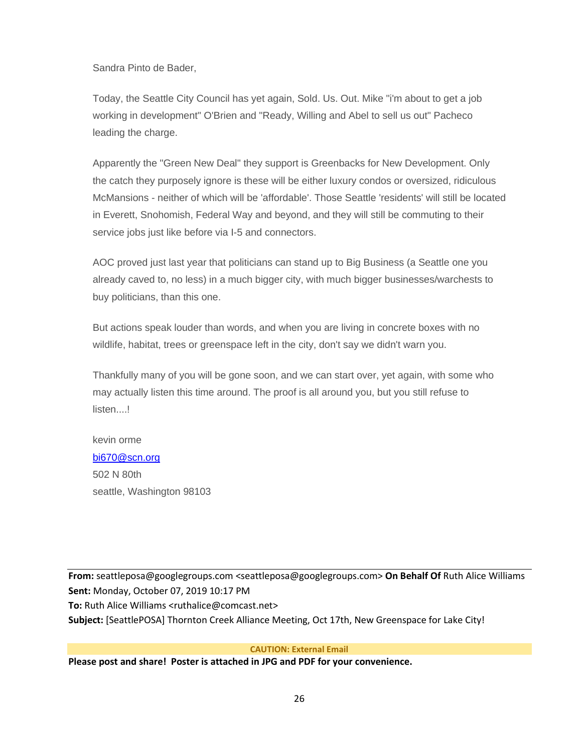Sandra Pinto de Bader,

Today, the Seattle City Council has yet again, Sold. Us. Out. Mike "i'm about to get a job working in development" O'Brien and "Ready, Willing and Abel to sell us out" Pacheco leading the charge.

Apparently the "Green New Deal" they support is Greenbacks for New Development. Only the catch they purposely ignore is these will be either luxury condos or oversized, ridiculous McMansions - neither of which will be 'affordable'. Those Seattle 'residents' will still be located in Everett, Snohomish, Federal Way and beyond, and they will still be commuting to their service jobs just like before via I-5 and connectors.

AOC proved just last year that politicians can stand up to Big Business (a Seattle one you already caved to, no less) in a much bigger city, with much bigger businesses/warchests to buy politicians, than this one.

But actions speak louder than words, and when you are living in concrete boxes with no wildlife, habitat, trees or greenspace left in the city, don't say we didn't warn you.

Thankfully many of you will be gone soon, and we can start over, yet again, with some who may actually listen this time around. The proof is all around you, but you still refuse to listen....!

kevin orme
bi670@scn.org
502 N 80th
seattle, Washington 98103

---

**From:** seattleposa@googlegroups.com <seattleposa@googlegroups.com> **On Behalf Of** Ruth Alice Williams
**Sent:** Monday, October 07, 2019 10:17 PM
**To:** Ruth Alice Williams <ruthalice@comcast.net>
**Subject:** [SeattlePOSA] Thornton Creek Alliance Meeting, Oct 17th, New Greenspace for Lake City!

**CAUTION: External Email**

**Please post and share! Poster is attached in JPG and PDF for your convenience.**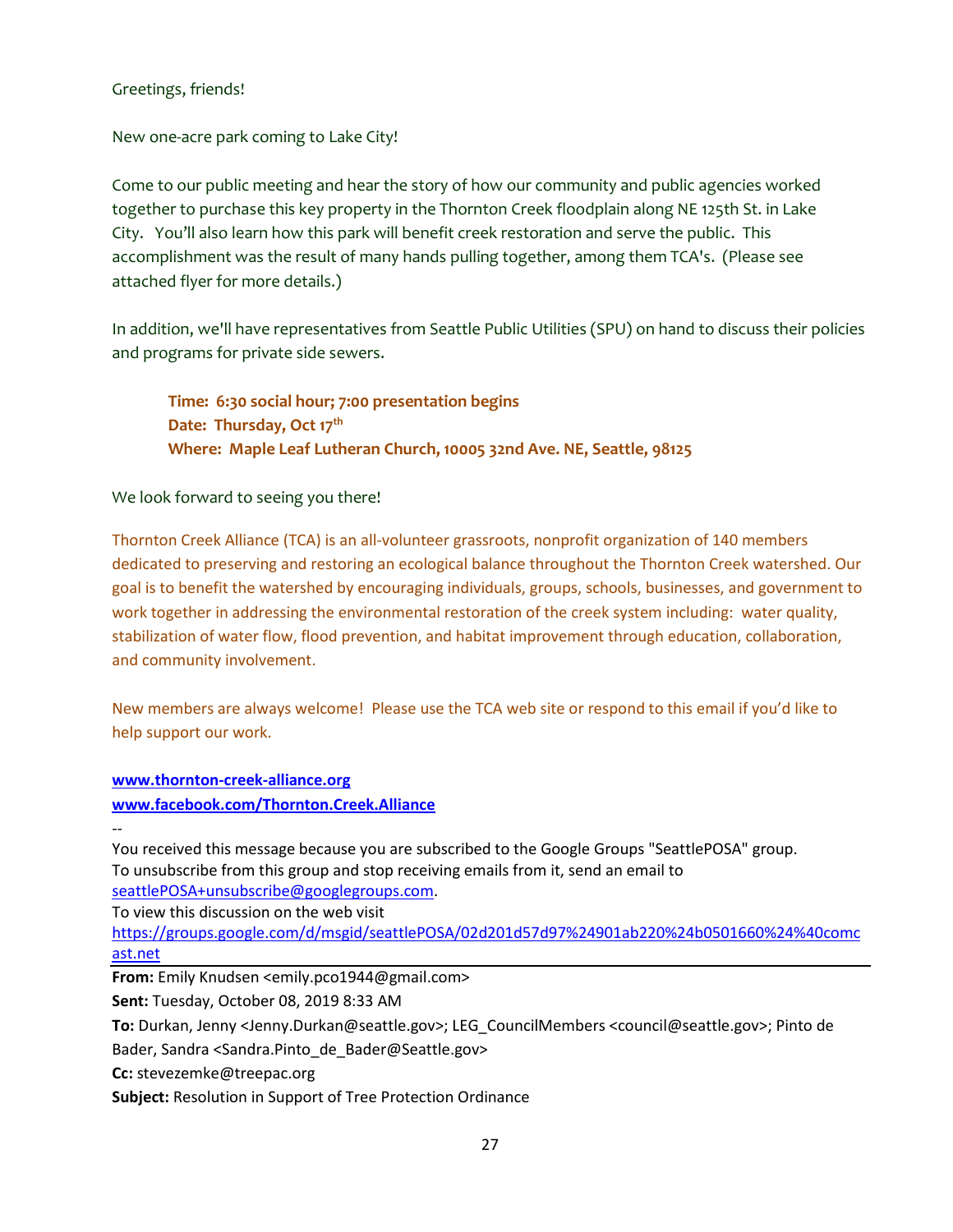Greetings, friends!

New one-acre park coming to Lake City!

Come to our public meeting and hear the story of how our community and public agencies worked together to purchase this key property in the Thornton Creek floodplain along NE 125th St. in Lake City.   You'll also learn how this park will benefit creek restoration and serve the public.  This accomplishment was the result of many hands pulling together, among them TCA's.  (Please see attached flyer for more details.)

In addition, we'll have representatives from Seattle Public Utilities (SPU) on hand to discuss their policies and programs for private side sewers.

> **Time:  6:30 social hour; 7:00 presentation begins**
> **Date:  Thursday, Oct 17th**
> **Where:  Maple Leaf Lutheran Church, 10005 32nd Ave. NE, Seattle, 98125**

We look forward to seeing you there!

Thornton Creek Alliance (TCA) is an all-volunteer grassroots, nonprofit organization of 140 members dedicated to preserving and restoring an ecological balance throughout the Thornton Creek watershed. Our goal is to benefit the watershed by encouraging individuals, groups, schools, businesses, and government to work together in addressing the environmental restoration of the creek system including:  water quality, stabilization of water flow, flood prevention, and habitat improvement through education, collaboration, and community involvement.

New members are always welcome!  Please use the TCA web site or respond to this email if you'd like to help support our work.

**www.thornton-creek-alliance.org**
**www.facebook.com/Thornton.Creek.Alliance**

--
You received this message because you are subscribed to the Google Groups "SeattlePOSA" group.
To unsubscribe from this group and stop receiving emails from it, send an email to seattlePOSA+unsubscribe@googlegroups.com.
To view this discussion on the web visit https://groups.google.com/d/msgid/seattlePOSA/02d201d57d97%24901ab220%24b0501660%24%40comcast.net

---

**From:** Emily Knudsen <emily.pco1944@gmail.com>
**Sent:** Tuesday, October 08, 2019 8:33 AM
**To:** Durkan, Jenny <Jenny.Durkan@seattle.gov>; LEG_CouncilMembers <council@seattle.gov>; Pinto de Bader, Sandra <Sandra.Pinto_de_Bader@Seattle.gov>
**Cc:** stevezemke@treepac.org
**Subject:** Resolution in Support of Tree Protection Ordinance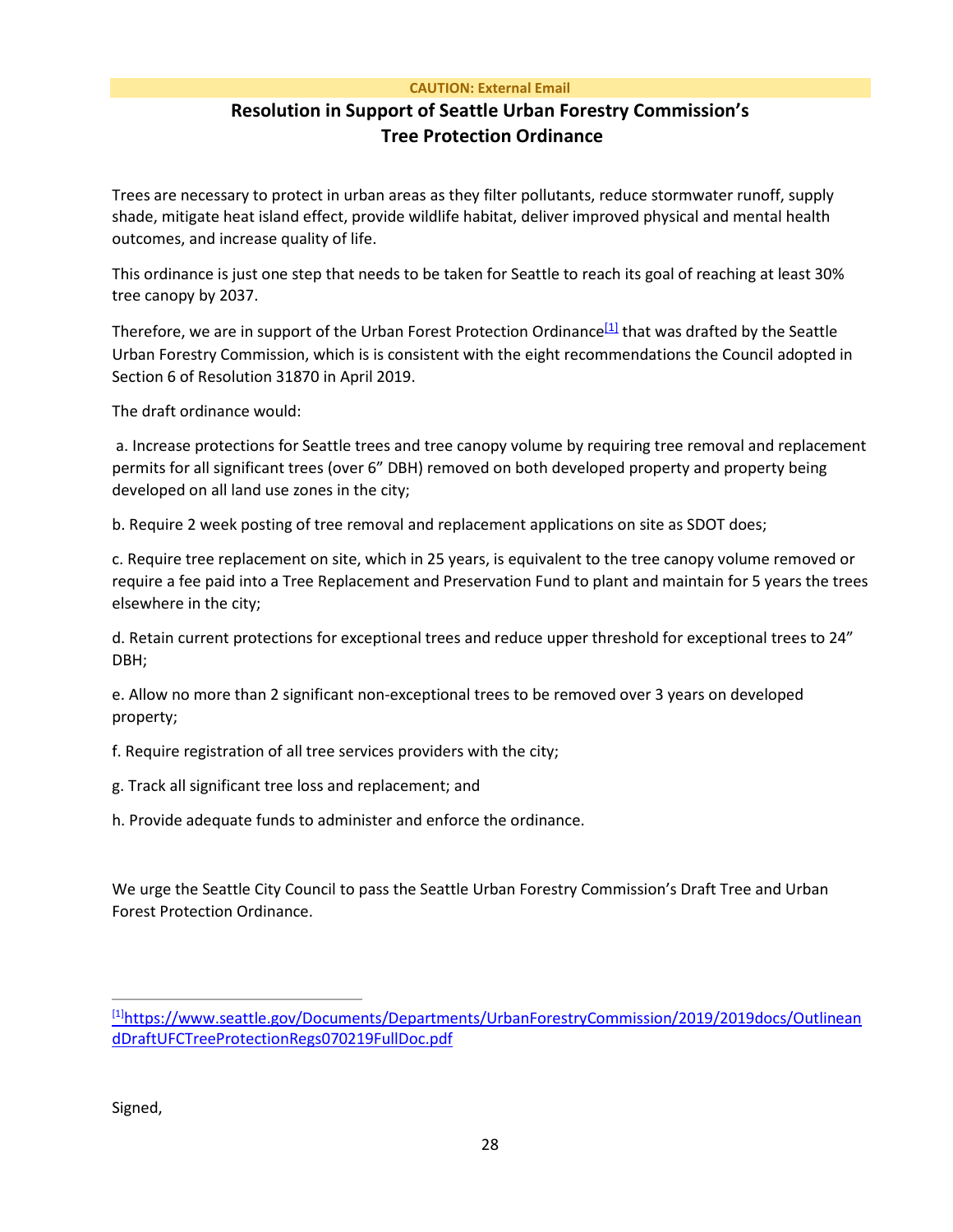CAUTION: External Email

# Resolution in Support of Seattle Urban Forestry Commission's Tree Protection Ordinance

Trees are necessary to protect in urban areas as they filter pollutants, reduce stormwater runoff, supply shade, mitigate heat island effect, provide wildlife habitat, deliver improved physical and mental health outcomes, and increase quality of life.

This ordinance is just one step that needs to be taken for Seattle to reach its goal of reaching at least 30% tree canopy by 2037.

Therefore, we are in support of the Urban Forest Protection Ordinance[1] that was drafted by the Seattle Urban Forestry Commission, which is is consistent with the eight recommendations the Council adopted in Section 6 of Resolution 31870 in April 2019.

The draft ordinance would:

a. Increase protections for Seattle trees and tree canopy volume by requiring tree removal and replacement permits for all significant trees (over 6" DBH) removed on both developed property and property being developed on all land use zones in the city;

b. Require 2 week posting of tree removal and replacement applications on site as SDOT does;

c. Require tree replacement on site, which in 25 years, is equivalent to the tree canopy volume removed or require a fee paid into a Tree Replacement and Preservation Fund to plant and maintain for 5 years the trees elsewhere in the city;

d. Retain current protections for exceptional trees and reduce upper threshold for exceptional trees to 24" DBH;

e. Allow no more than 2 significant non-exceptional trees to be removed over 3 years on developed property;

f. Require registration of all tree services providers with the city;

g. Track all significant tree loss and replacement; and

h. Provide adequate funds to administer and enforce the ordinance.

We urge the Seattle City Council to pass the Seattle Urban Forestry Commission's Draft Tree and Urban Forest Protection Ordinance.

---

[1] https://www.seattle.gov/Documents/Departments/UrbanForestryCommission/2019/2019docs/OutlineandDraftUFCTreeProtectionRegs070219FullDoc.pdf

Signed,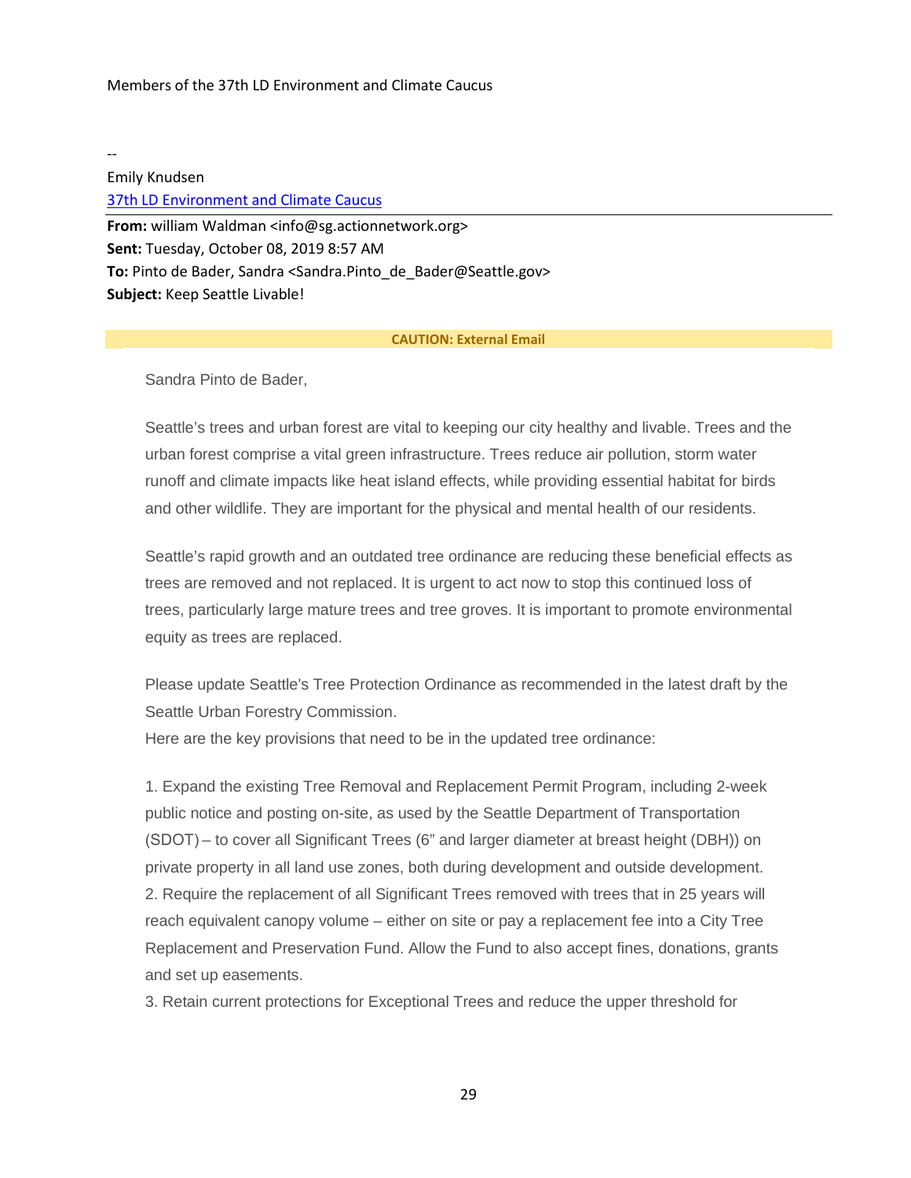Members of the 37th LD Environment and Climate Caucus

--
Emily Knudsen
[37th LD Environment and Climate Caucus]

---

**From:** william Waldman <info@sg.actionnetwork.org>
**Sent:** Tuesday, October 08, 2019 8:57 AM
**To:** Pinto de Bader, Sandra <Sandra.Pinto_de_Bader@Seattle.gov>
**Subject:** Keep Seattle Livable!

**CAUTION: External Email**

Sandra Pinto de Bader,

Seattle's trees and urban forest are vital to keeping our city healthy and livable. Trees and the urban forest comprise a vital green infrastructure. Trees reduce air pollution, storm water runoff and climate impacts like heat island effects, while providing essential habitat for birds and other wildlife. They are important for the physical and mental health of our residents.

Seattle's rapid growth and an outdated tree ordinance are reducing these beneficial effects as trees are removed and not replaced. It is urgent to act now to stop this continued loss of trees, particularly large mature trees and tree groves. It is important to promote environmental equity as trees are replaced.

Please update Seattle's Tree Protection Ordinance as recommended in the latest draft by the Seattle Urban Forestry Commission.
Here are the key provisions that need to be in the updated tree ordinance:

1. Expand the existing Tree Removal and Replacement Permit Program, including 2-week public notice and posting on-site, as used by the Seattle Department of Transportation (SDOT) – to cover all Significant Trees (6" and larger diameter at breast height (DBH)) on private property in all land use zones, both during development and outside development.
2. Require the replacement of all Significant Trees removed with trees that in 25 years will reach equivalent canopy volume – either on site or pay a replacement fee into a City Tree Replacement and Preservation Fund. Allow the Fund to also accept fines, donations, grants and set up easements.
3. Retain current protections for Exceptional Trees and reduce the upper threshold for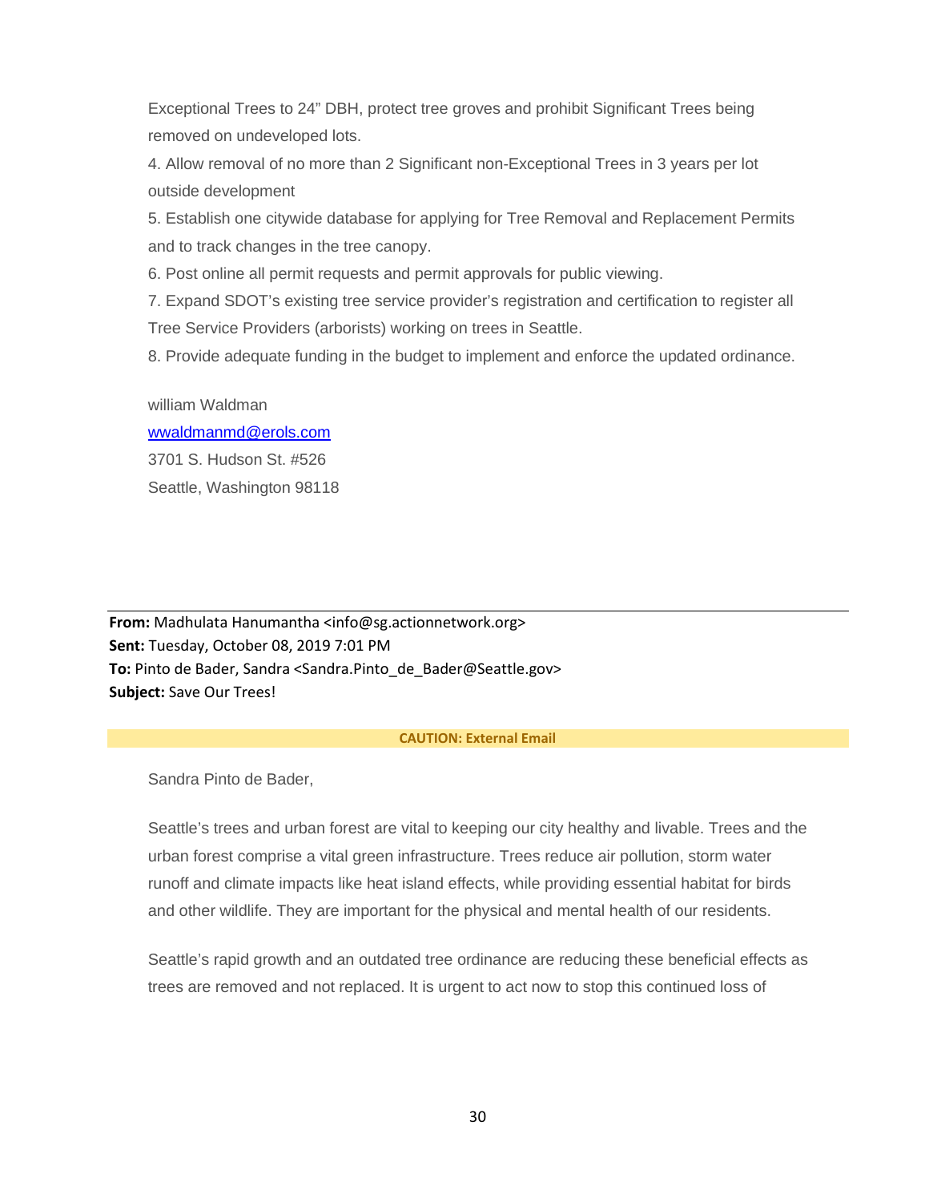Exceptional Trees to 24" DBH, protect tree groves and prohibit Significant Trees being removed on undeveloped lots.

4. Allow removal of no more than 2 Significant non-Exceptional Trees in 3 years per lot outside development
5. Establish one citywide database for applying for Tree Removal and Replacement Permits and to track changes in the tree canopy.
6. Post online all permit requests and permit approvals for public viewing.
7. Expand SDOT's existing tree service provider's registration and certification to register all Tree Service Providers (arborists) working on trees in Seattle.
8. Provide adequate funding in the budget to implement and enforce the updated ordinance.

william Waldman
wwaldmanmd@erols.com
3701 S. Hudson St. #526
Seattle, Washington 98118

---

**From:** Madhulata Hanumantha <info@sg.actionnetwork.org>
**Sent:** Tuesday, October 08, 2019 7:01 PM
**To:** Pinto de Bader, Sandra <Sandra.Pinto_de_Bader@Seattle.gov>
**Subject:** Save Our Trees!

**CAUTION: External Email**

Sandra Pinto de Bader,

Seattle's trees and urban forest are vital to keeping our city healthy and livable. Trees and the urban forest comprise a vital green infrastructure. Trees reduce air pollution, storm water runoff and climate impacts like heat island effects, while providing essential habitat for birds and other wildlife. They are important for the physical and mental health of our residents.

Seattle's rapid growth and an outdated tree ordinance are reducing these beneficial effects as trees are removed and not replaced. It is urgent to act now to stop this continued loss of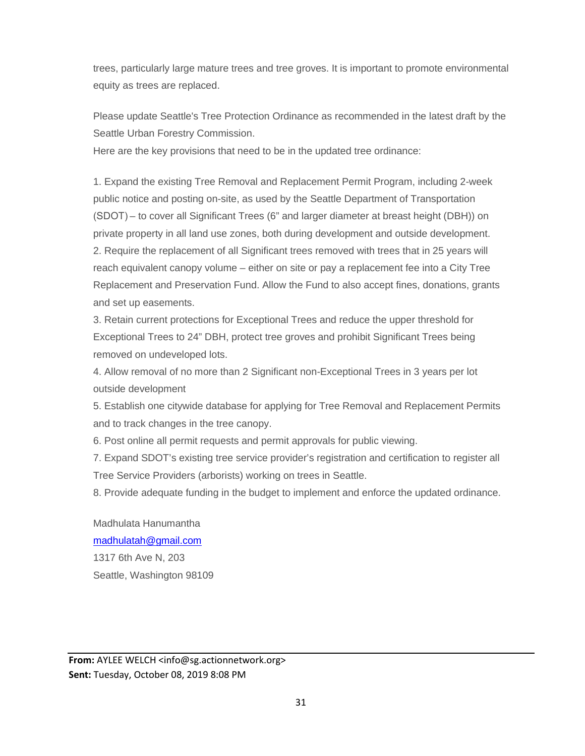trees, particularly large mature trees and tree groves. It is important to promote environmental equity as trees are replaced.

Please update Seattle's Tree Protection Ordinance as recommended in the latest draft by the Seattle Urban Forestry Commission.

Here are the key provisions that need to be in the updated tree ordinance:

1. Expand the existing Tree Removal and Replacement Permit Program, including 2-week public notice and posting on-site, as used by the Seattle Department of Transportation (SDOT) – to cover all Significant Trees (6" and larger diameter at breast height (DBH)) on private property in all land use zones, both during development and outside development.
2. Require the replacement of all Significant trees removed with trees that in 25 years will reach equivalent canopy volume – either on site or pay a replacement fee into a City Tree Replacement and Preservation Fund. Allow the Fund to also accept fines, donations, grants and set up easements.
3. Retain current protections for Exceptional Trees and reduce the upper threshold for Exceptional Trees to 24" DBH, protect tree groves and prohibit Significant Trees being removed on undeveloped lots.
4. Allow removal of no more than 2 Significant non-Exceptional Trees in 3 years per lot outside development
5. Establish one citywide database for applying for Tree Removal and Replacement Permits and to track changes in the tree canopy.
6. Post online all permit requests and permit approvals for public viewing.
7. Expand SDOT's existing tree service provider's registration and certification to register all Tree Service Providers (arborists) working on trees in Seattle.
8. Provide adequate funding in the budget to implement and enforce the updated ordinance.

Madhulata Hanumantha
madhulatah@gmail.com
1317 6th Ave N, 203
Seattle, Washington 98109

---

**From:** AYLEE WELCH <info@sg.actionnetwork.org>
**Sent:** Tuesday, October 08, 2019 8:08 PM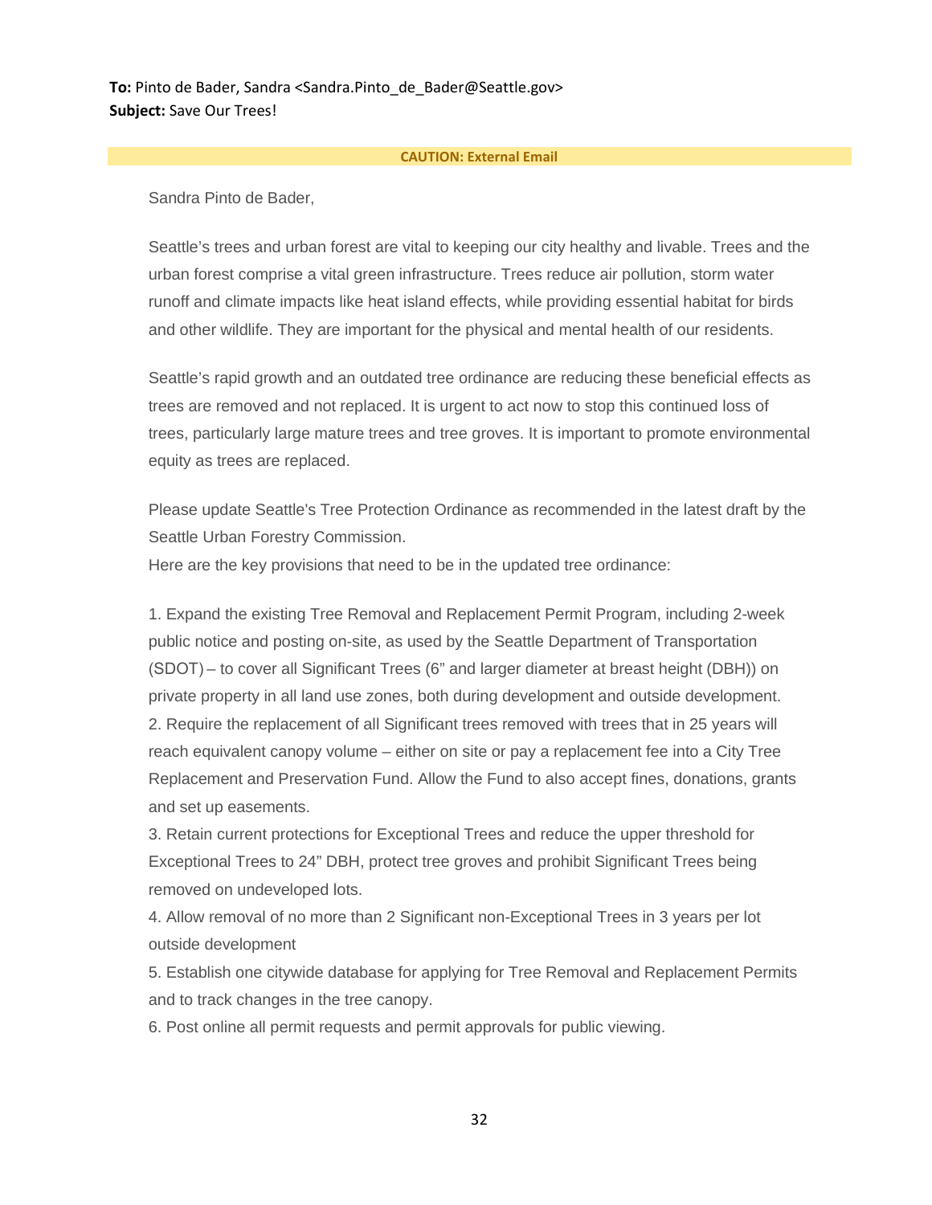**To:** Pinto de Bader, Sandra <Sandra.Pinto_de_Bader@Seattle.gov>
**Subject:** Save Our Trees!

**CAUTION: External Email**

Sandra Pinto de Bader,

Seattle's trees and urban forest are vital to keeping our city healthy and livable. Trees and the urban forest comprise a vital green infrastructure. Trees reduce air pollution, storm water runoff and climate impacts like heat island effects, while providing essential habitat for birds and other wildlife. They are important for the physical and mental health of our residents.

Seattle's rapid growth and an outdated tree ordinance are reducing these beneficial effects as trees are removed and not replaced. It is urgent to act now to stop this continued loss of trees, particularly large mature trees and tree groves. It is important to promote environmental equity as trees are replaced.

Please update Seattle's Tree Protection Ordinance as recommended in the latest draft by the Seattle Urban Forestry Commission.
Here are the key provisions that need to be in the updated tree ordinance:

1. Expand the existing Tree Removal and Replacement Permit Program, including 2-week public notice and posting on-site, as used by the Seattle Department of Transportation (SDOT) – to cover all Significant Trees (6" and larger diameter at breast height (DBH)) on private property in all land use zones, both during development and outside development.
2. Require the replacement of all Significant trees removed with trees that in 25 years will reach equivalent canopy volume – either on site or pay a replacement fee into a City Tree Replacement and Preservation Fund. Allow the Fund to also accept fines, donations, grants and set up easements.
3. Retain current protections for Exceptional Trees and reduce the upper threshold for Exceptional Trees to 24" DBH, protect tree groves and prohibit Significant Trees being removed on undeveloped lots.
4. Allow removal of no more than 2 Significant non-Exceptional Trees in 3 years per lot outside development
5. Establish one citywide database for applying for Tree Removal and Replacement Permits and to track changes in the tree canopy.
6. Post online all permit requests and permit approvals for public viewing.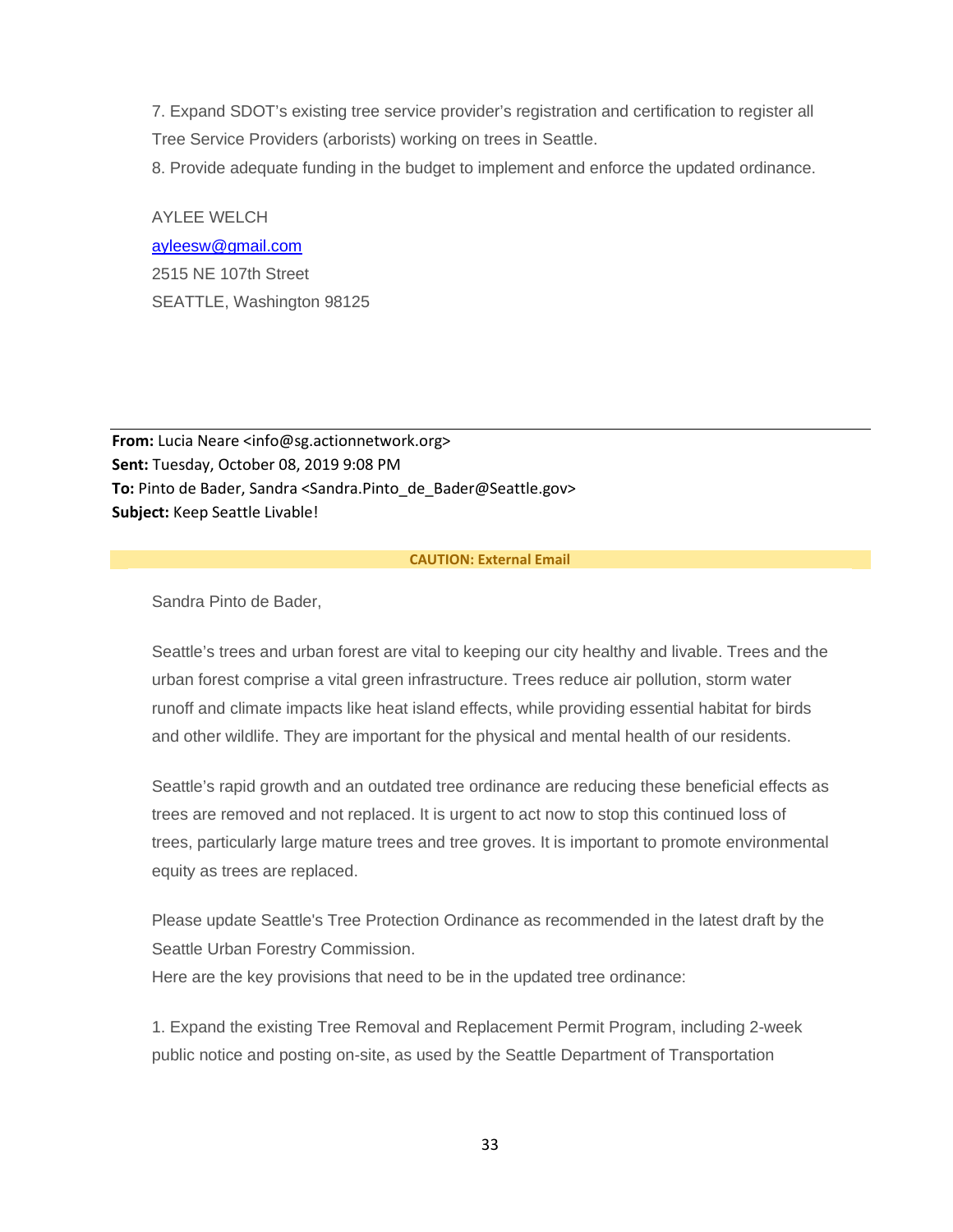7. Expand SDOT's existing tree service provider's registration and certification to register all Tree Service Providers (arborists) working on trees in Seattle.
8. Provide adequate funding in the budget to implement and enforce the updated ordinance.

AYLEE WELCH
ayleesw@gmail.com
2515 NE 107th Street
SEATTLE, Washington 98125

---

**From:** Lucia Neare <info@sg.actionnetwork.org>
**Sent:** Tuesday, October 08, 2019 9:08 PM
**To:** Pinto de Bader, Sandra <Sandra.Pinto_de_Bader@Seattle.gov>
**Subject:** Keep Seattle Livable!

**CAUTION: External Email**

Sandra Pinto de Bader,

Seattle's trees and urban forest are vital to keeping our city healthy and livable. Trees and the urban forest comprise a vital green infrastructure. Trees reduce air pollution, storm water runoff and climate impacts like heat island effects, while providing essential habitat for birds and other wildlife. They are important for the physical and mental health of our residents.

Seattle's rapid growth and an outdated tree ordinance are reducing these beneficial effects as trees are removed and not replaced. It is urgent to act now to stop this continued loss of trees, particularly large mature trees and tree groves. It is important to promote environmental equity as trees are replaced.

Please update Seattle's Tree Protection Ordinance as recommended in the latest draft by the Seattle Urban Forestry Commission.
Here are the key provisions that need to be in the updated tree ordinance:

1. Expand the existing Tree Removal and Replacement Permit Program, including 2-week public notice and posting on-site, as used by the Seattle Department of Transportation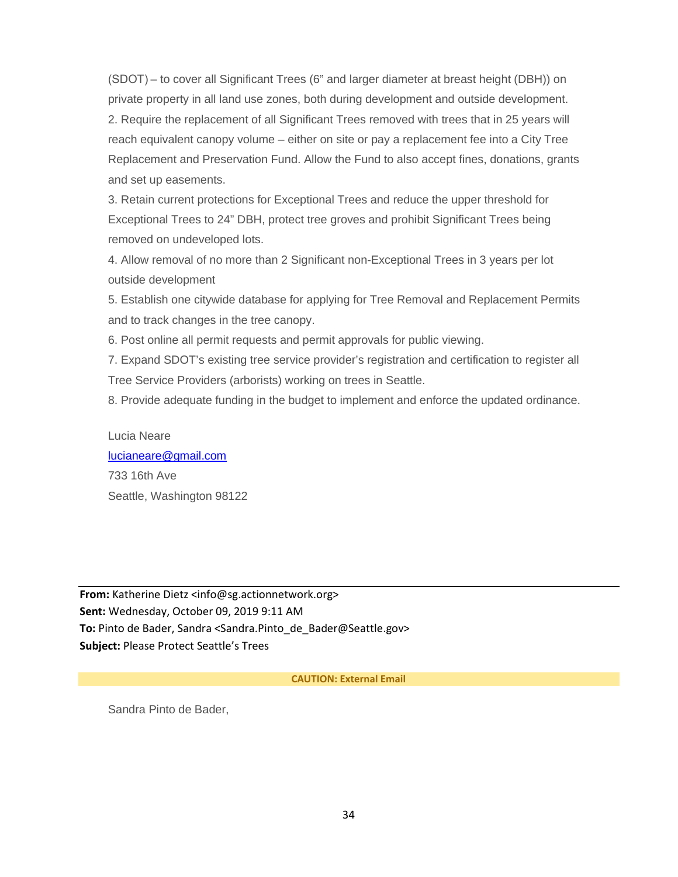(SDOT) – to cover all Significant Trees (6" and larger diameter at breast height (DBH)) on private property in all land use zones, both during development and outside development.

2. Require the replacement of all Significant Trees removed with trees that in 25 years will reach equivalent canopy volume – either on site or pay a replacement fee into a City Tree Replacement and Preservation Fund. Allow the Fund to also accept fines, donations, grants and set up easements.

3. Retain current protections for Exceptional Trees and reduce the upper threshold for Exceptional Trees to 24" DBH, protect tree groves and prohibit Significant Trees being removed on undeveloped lots.

4. Allow removal of no more than 2 Significant non-Exceptional Trees in 3 years per lot outside development

5. Establish one citywide database for applying for Tree Removal and Replacement Permits and to track changes in the tree canopy.

6. Post online all permit requests and permit approvals for public viewing.

7. Expand SDOT's existing tree service provider's registration and certification to register all Tree Service Providers (arborists) working on trees in Seattle.

8. Provide adequate funding in the budget to implement and enforce the updated ordinance.

Lucia Neare
lucianeare@gmail.com
733 16th Ave
Seattle, Washington 98122

---

**From:** Katherine Dietz <info@sg.actionnetwork.org>
**Sent:** Wednesday, October 09, 2019 9:11 AM
**To:** Pinto de Bader, Sandra <Sandra.Pinto_de_Bader@Seattle.gov>
**Subject:** Please Protect Seattle's Trees

**CAUTION: External Email**

Sandra Pinto de Bader,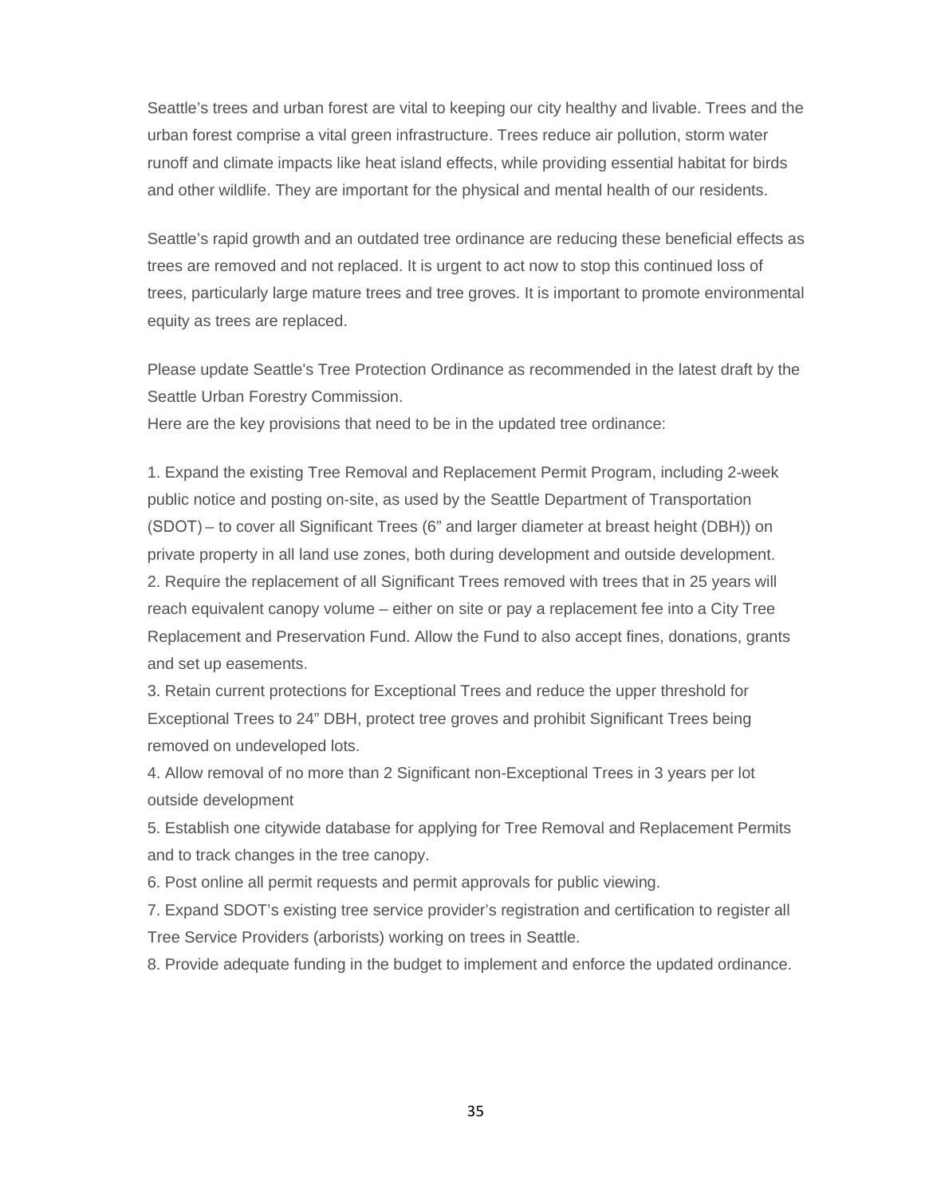Seattle's trees and urban forest are vital to keeping our city healthy and livable. Trees and the urban forest comprise a vital green infrastructure. Trees reduce air pollution, storm water runoff and climate impacts like heat island effects, while providing essential habitat for birds and other wildlife. They are important for the physical and mental health of our residents.

Seattle's rapid growth and an outdated tree ordinance are reducing these beneficial effects as trees are removed and not replaced. It is urgent to act now to stop this continued loss of trees, particularly large mature trees and tree groves. It is important to promote environmental equity as trees are replaced.

Please update Seattle's Tree Protection Ordinance as recommended in the latest draft by the Seattle Urban Forestry Commission.
Here are the key provisions that need to be in the updated tree ordinance:

1. Expand the existing Tree Removal and Replacement Permit Program, including 2-week public notice and posting on-site, as used by the Seattle Department of Transportation (SDOT) – to cover all Significant Trees (6" and larger diameter at breast height (DBH)) on private property in all land use zones, both during development and outside development.
2. Require the replacement of all Significant Trees removed with trees that in 25 years will reach equivalent canopy volume – either on site or pay a replacement fee into a City Tree Replacement and Preservation Fund. Allow the Fund to also accept fines, donations, grants and set up easements.
3. Retain current protections for Exceptional Trees and reduce the upper threshold for Exceptional Trees to 24" DBH, protect tree groves and prohibit Significant Trees being removed on undeveloped lots.
4. Allow removal of no more than 2 Significant non-Exceptional Trees in 3 years per lot outside development
5. Establish one citywide database for applying for Tree Removal and Replacement Permits and to track changes in the tree canopy.
6. Post online all permit requests and permit approvals for public viewing.
7. Expand SDOT's existing tree service provider's registration and certification to register all Tree Service Providers (arborists) working on trees in Seattle.
8. Provide adequate funding in the budget to implement and enforce the updated ordinance.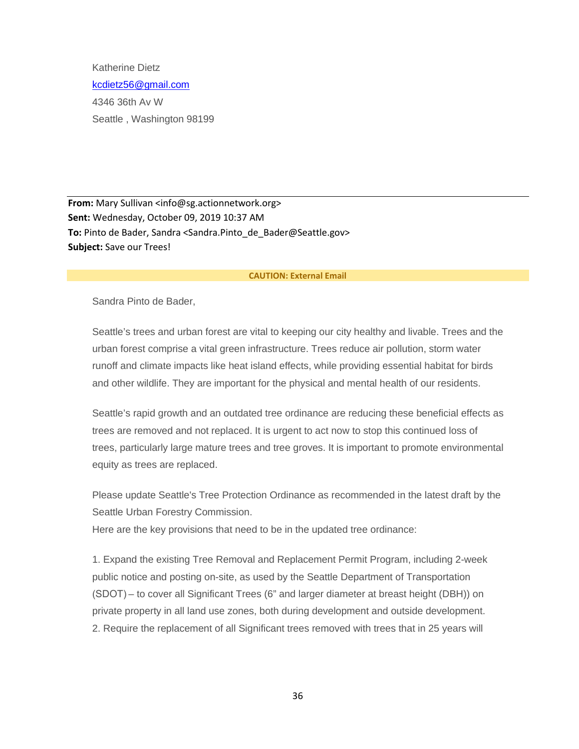Katherine Dietz
kcdietz56@gmail.com
4346 36th Av W
Seattle , Washington 98199

---

**From:** Mary Sullivan <info@sg.actionnetwork.org>
**Sent:** Wednesday, October 09, 2019 10:37 AM
**To:** Pinto de Bader, Sandra <Sandra.Pinto_de_Bader@Seattle.gov>
**Subject:** Save our Trees!

**CAUTION: External Email**

Sandra Pinto de Bader,

Seattle's trees and urban forest are vital to keeping our city healthy and livable. Trees and the urban forest comprise a vital green infrastructure. Trees reduce air pollution, storm water runoff and climate impacts like heat island effects, while providing essential habitat for birds and other wildlife. They are important for the physical and mental health of our residents.

Seattle's rapid growth and an outdated tree ordinance are reducing these beneficial effects as trees are removed and not replaced. It is urgent to act now to stop this continued loss of trees, particularly large mature trees and tree groves. It is important to promote environmental equity as trees are replaced.

Please update Seattle's Tree Protection Ordinance as recommended in the latest draft by the Seattle Urban Forestry Commission.
Here are the key provisions that need to be in the updated tree ordinance:

1. Expand the existing Tree Removal and Replacement Permit Program, including 2-week public notice and posting on-site, as used by the Seattle Department of Transportation (SDOT) – to cover all Significant Trees (6" and larger diameter at breast height (DBH)) on private property in all land use zones, both during development and outside development.
2. Require the replacement of all Significant trees removed with trees that in 25 years will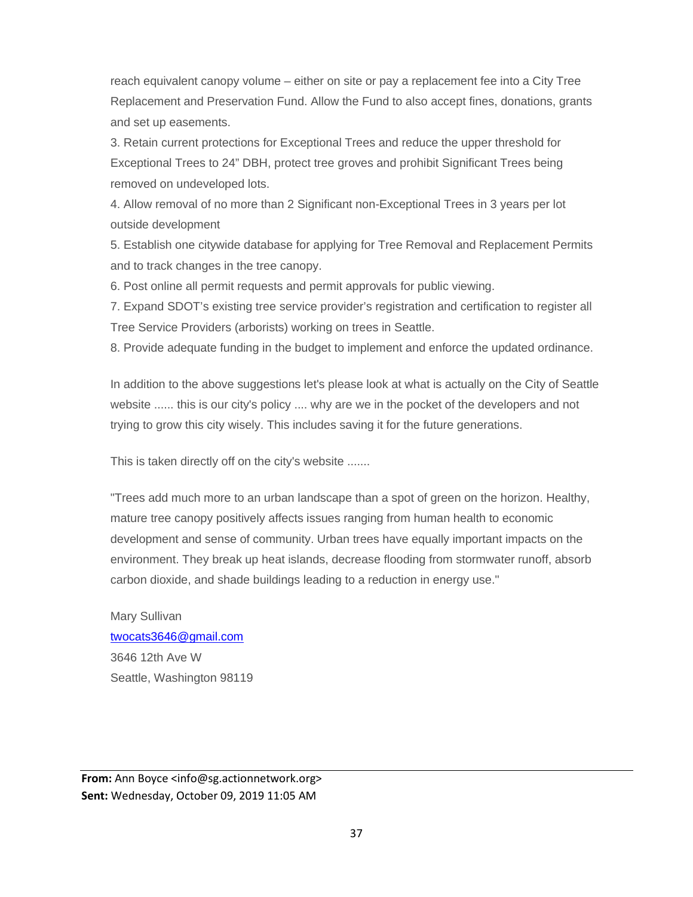reach equivalent canopy volume – either on site or pay a replacement fee into a City Tree Replacement and Preservation Fund. Allow the Fund to also accept fines, donations, grants and set up easements.

3. Retain current protections for Exceptional Trees and reduce the upper threshold for Exceptional Trees to 24" DBH, protect tree groves and prohibit Significant Trees being removed on undeveloped lots.

4. Allow removal of no more than 2 Significant non-Exceptional Trees in 3 years per lot outside development

5. Establish one citywide database for applying for Tree Removal and Replacement Permits and to track changes in the tree canopy.

6. Post online all permit requests and permit approvals for public viewing.

7. Expand SDOT's existing tree service provider's registration and certification to register all Tree Service Providers (arborists) working on trees in Seattle.

8. Provide adequate funding in the budget to implement and enforce the updated ordinance.

In addition to the above suggestions let's please look at what is actually on the City of Seattle website ...... this is our city's policy .... why are we in the pocket of the developers and not trying to grow this city wisely. This includes saving it for the future generations.

This is taken directly off on the city's website .......

"Trees add much more to an urban landscape than a spot of green on the horizon. Healthy, mature tree canopy positively affects issues ranging from human health to economic development and sense of community. Urban trees have equally important impacts on the environment. They break up heat islands, decrease flooding from stormwater runoff, absorb carbon dioxide, and shade buildings leading to a reduction in energy use."

Mary Sullivan
twocats3646@gmail.com
3646 12th Ave W
Seattle, Washington 98119

---

**From:** Ann Boyce <info@sg.actionnetwork.org>
**Sent:** Wednesday, October 09, 2019 11:05 AM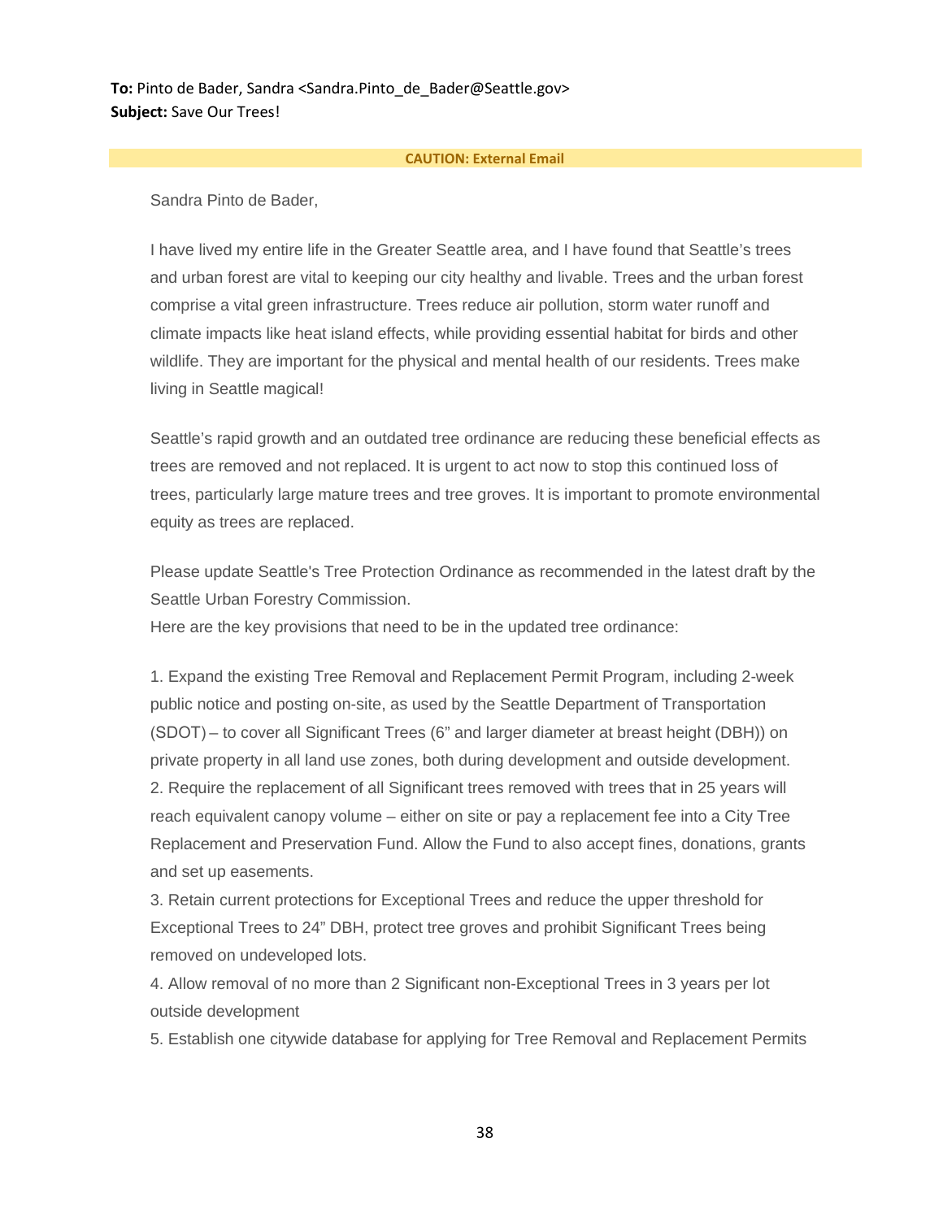**To:** Pinto de Bader, Sandra <Sandra.Pinto_de_Bader@Seattle.gov>
**Subject:** Save Our Trees!

**CAUTION: External Email**

Sandra Pinto de Bader,

I have lived my entire life in the Greater Seattle area, and I have found that Seattle's trees and urban forest are vital to keeping our city healthy and livable. Trees and the urban forest comprise a vital green infrastructure. Trees reduce air pollution, storm water runoff and climate impacts like heat island effects, while providing essential habitat for birds and other wildlife. They are important for the physical and mental health of our residents. Trees make living in Seattle magical!

Seattle's rapid growth and an outdated tree ordinance are reducing these beneficial effects as trees are removed and not replaced. It is urgent to act now to stop this continued loss of trees, particularly large mature trees and tree groves. It is important to promote environmental equity as trees are replaced.

Please update Seattle's Tree Protection Ordinance as recommended in the latest draft by the Seattle Urban Forestry Commission.
Here are the key provisions that need to be in the updated tree ordinance:

1. Expand the existing Tree Removal and Replacement Permit Program, including 2-week public notice and posting on-site, as used by the Seattle Department of Transportation (SDOT) – to cover all Significant Trees (6" and larger diameter at breast height (DBH)) on private property in all land use zones, both during development and outside development.
2. Require the replacement of all Significant trees removed with trees that in 25 years will reach equivalent canopy volume – either on site or pay a replacement fee into a City Tree Replacement and Preservation Fund. Allow the Fund to also accept fines, donations, grants and set up easements.
3. Retain current protections for Exceptional Trees and reduce the upper threshold for Exceptional Trees to 24" DBH, protect tree groves and prohibit Significant Trees being removed on undeveloped lots.
4. Allow removal of no more than 2 Significant non-Exceptional Trees in 3 years per lot outside development
5. Establish one citywide database for applying for Tree Removal and Replacement Permits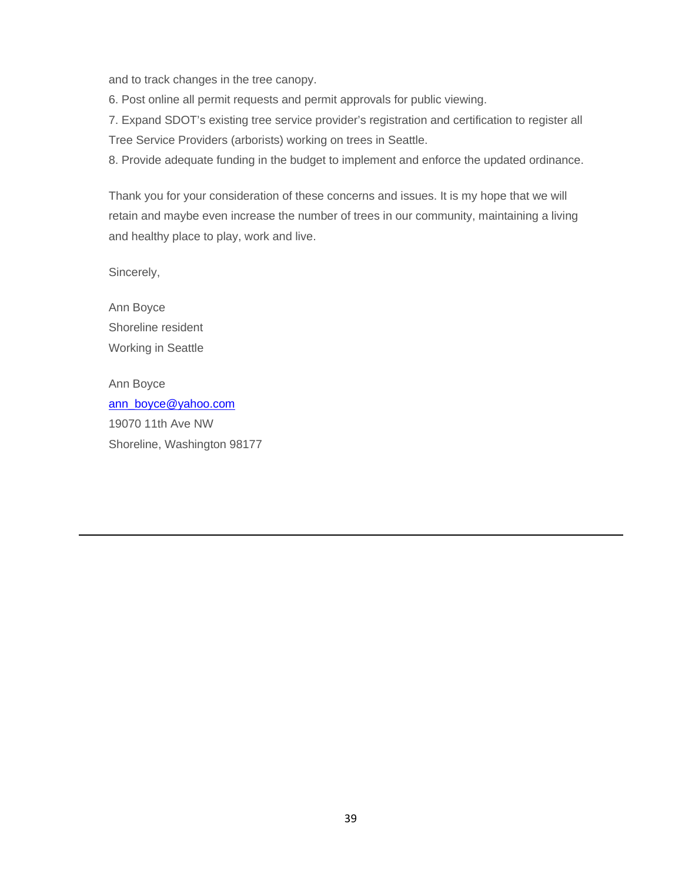and to track changes in the tree canopy.

6. Post online all permit requests and permit approvals for public viewing.

7. Expand SDOT's existing tree service provider's registration and certification to register all Tree Service Providers (arborists) working on trees in Seattle.

8. Provide adequate funding in the budget to implement and enforce the updated ordinance.

Thank you for your consideration of these concerns and issues. It is my hope that we will retain and maybe even increase the number of trees in our community, maintaining a living and healthy place to play, work and live.

Sincerely,

Ann Boyce
Shoreline resident
Working in Seattle

Ann Boyce
ann_boyce@yahoo.com
19070 11th Ave NW
Shoreline, Washington 98177

---